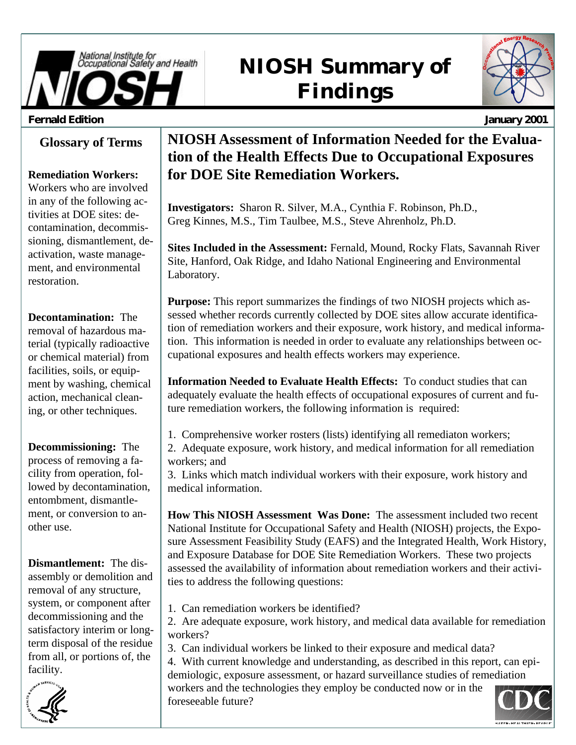# NIOSH Summary of Findings

**Fernald Edition** **January 2001**

## NIOSH Assessment of Information Needed for the Evaluation of the Health Effects Due to Occupational Exposures for DOE Site Remediation Workers.

**Investigators:** Sharon R. Silver, M.A., Cynthia F. Robinson, Ph.D., Greg Kinnes, M.S., Tim Taulbee, M.S., Steve Ahrenholz, Ph.D.

**Sites Included in the Assessment:** Fernald, Mound, Rocky Flats, Savannah River Site, Hanford, Oak Ridge, and Idaho National Engineering and Environmental Laboratory.

**Purpose:** This report summarizes the findings of two NIOSH projects which assessed whether records currently collected by DOE sites allow accurate identification of remediation workers and their exposure, work history, and medical information. This information is needed in order to evaluate any relationships between occupational exposures and health effects workers may experience.

**Information Needed to Evaluate Health Effects:** To conduct studies that can adequately evaluate the health effects of occupational exposures of current and future remediation workers, the following information is required:

1. Comprehensive worker rosters (lists) identifying all remediaton workers;
2. Adequate exposure, work history, and medical information for all remediation workers; and
3. Links which match individual workers with their exposure, work history and medical information.

**How This NIOSH Assessment Was Done:** The assessment included two recent National Institute for Occupational Safety and Health (NIOSH) projects, the Exposure Assessment Feasibility Study (EAFS) and the Integrated Health, Work History, and Exposure Database for DOE Site Remediation Workers. These two projects assessed the availability of information about remediation workers and their activities to address the following questions:

1. Can remediation workers be identified?
2. Are adequate exposure, work history, and medical data available for remediation workers?
3. Can individual workers be linked to their exposure and medical data?
4. With current knowledge and understanding, as described in this report, can epidemiologic, exposure assessment, or hazard surveillance studies of remediation workers and the technologies they employ be conducted now or in the foreseeable future?

### Glossary of Terms

**Remediation Workers:** Workers who are involved in any of the following activities at DOE sites: decontamination, decommissioning, dismantlement, deactivation, waste management, and environmental restoration.

**Decontamination:** The removal of hazardous material (typically radioactive or chemical material) from facilities, soils, or equipment by washing, chemical action, mechanical cleaning, or other techniques.

**Decommissioning:** The process of removing a facility from operation, followed by decontamination, entombment, dismantlement, or conversion to another use.

**Dismantlement:** The disassembly or demolition and removal of any structure, system, or component after decommissioning and the satisfactory interim or long-term disposal of the residue from all, or portions of, the facility.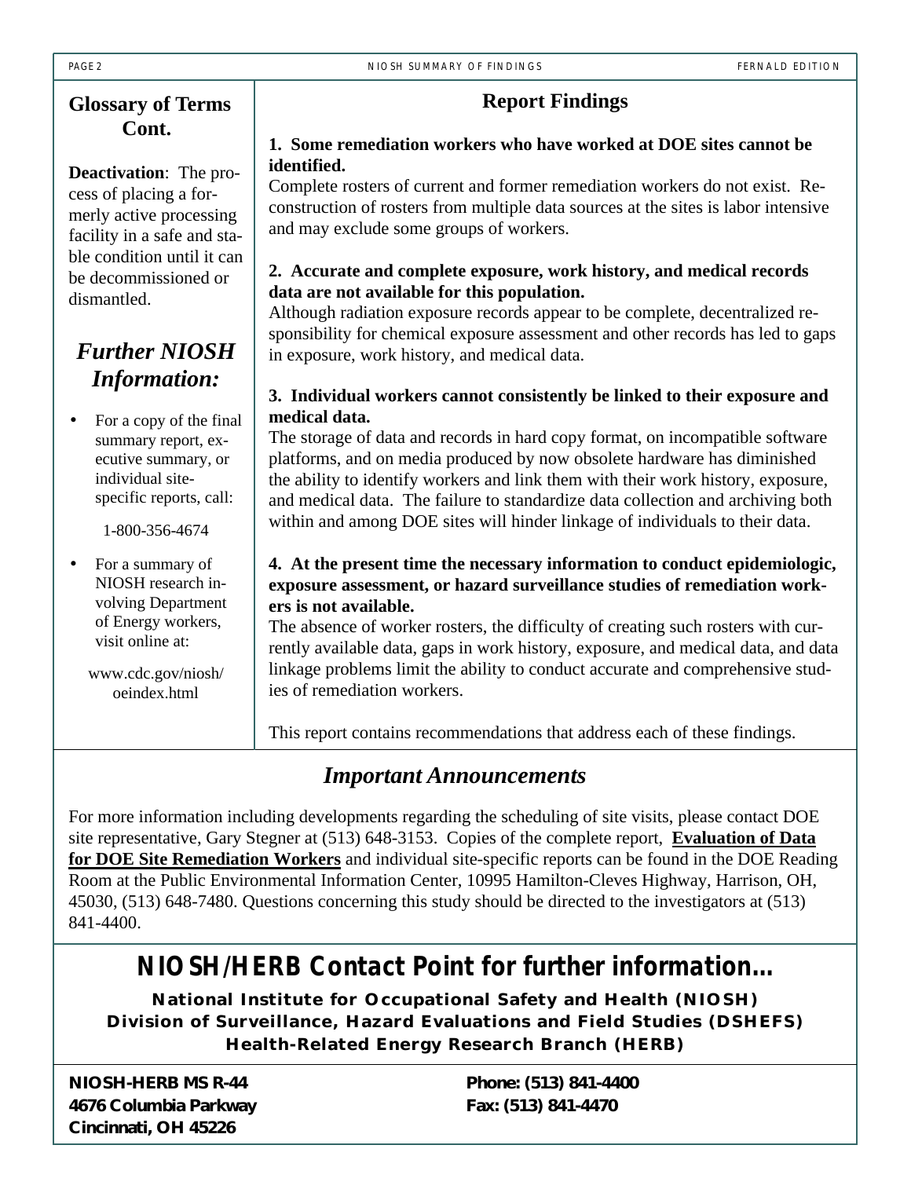## Glossary of Terms Cont.

**Deactivation**: The process of placing a formerly active processing facility in a safe and stable condition until it can be decommissioned or dismantled.

## *Further NIOSH Information:*

- For a copy of the final summary report, executive summary, or individual site-specific reports, call:

  1-800-356-4674

- For a summary of NIOSH research involving Department of Energy workers, visit online at:

  www.cdc.gov/niosh/oeindex.html

## Report Findings

**1. Some remediation workers who have worked at DOE sites cannot be identified.**

Complete rosters of current and former remediation workers do not exist. Reconstruction of rosters from multiple data sources at the sites is labor intensive and may exclude some groups of workers.

**2. Accurate and complete exposure, work history, and medical records data are not available for this population.**

Although radiation exposure records appear to be complete, decentralized responsibility for chemical exposure assessment and other records has led to gaps in exposure, work history, and medical data.

**3. Individual workers cannot consistently be linked to their exposure and medical data.**

The storage of data and records in hard copy format, on incompatible software platforms, and on media produced by now obsolete hardware has diminished the ability to identify workers and link them with their work history, exposure, and medical data. The failure to standardize data collection and archiving both within and among DOE sites will hinder linkage of individuals to their data.

**4. At the present time the necessary information to conduct epidemiologic, exposure assessment, or hazard surveillance studies of remediation workers is not available.**

The absence of worker rosters, the difficulty of creating such rosters with currently available data, gaps in work history, exposure, and medical data, and data linkage problems limit the ability to conduct accurate and comprehensive studies of remediation workers.

This report contains recommendations that address each of these findings.

## *Important Announcements*

For more information including developments regarding the scheduling of site visits, please contact DOE site representative, Gary Stegner at (513) 648-3153. Copies of the complete report, **Evaluation of Data for DOE Site Remediation Workers** and individual site-specific reports can be found in the DOE Reading Room at the Public Environmental Information Center, 10995 Hamilton-Cleves Highway, Harrison, OH, 45030, (513) 648-7480. Questions concerning this study should be directed to the investigators at (513) 841-4400.

## NIOSH/HERB Contact Point for further information...

**National Institute for Occupational Safety and Health (NIOSH)**
**Division of Surveillance, Hazard Evaluations and Field Studies (DSHEFS)**
**Health-Related Energy Research Branch (HERB)**

**NIOSH-HERB MS R-44**
**4676 Columbia Parkway**
**Cincinnati, OH 45226**

**Phone: (513) 841-4400**
**Fax: (513) 841-4470**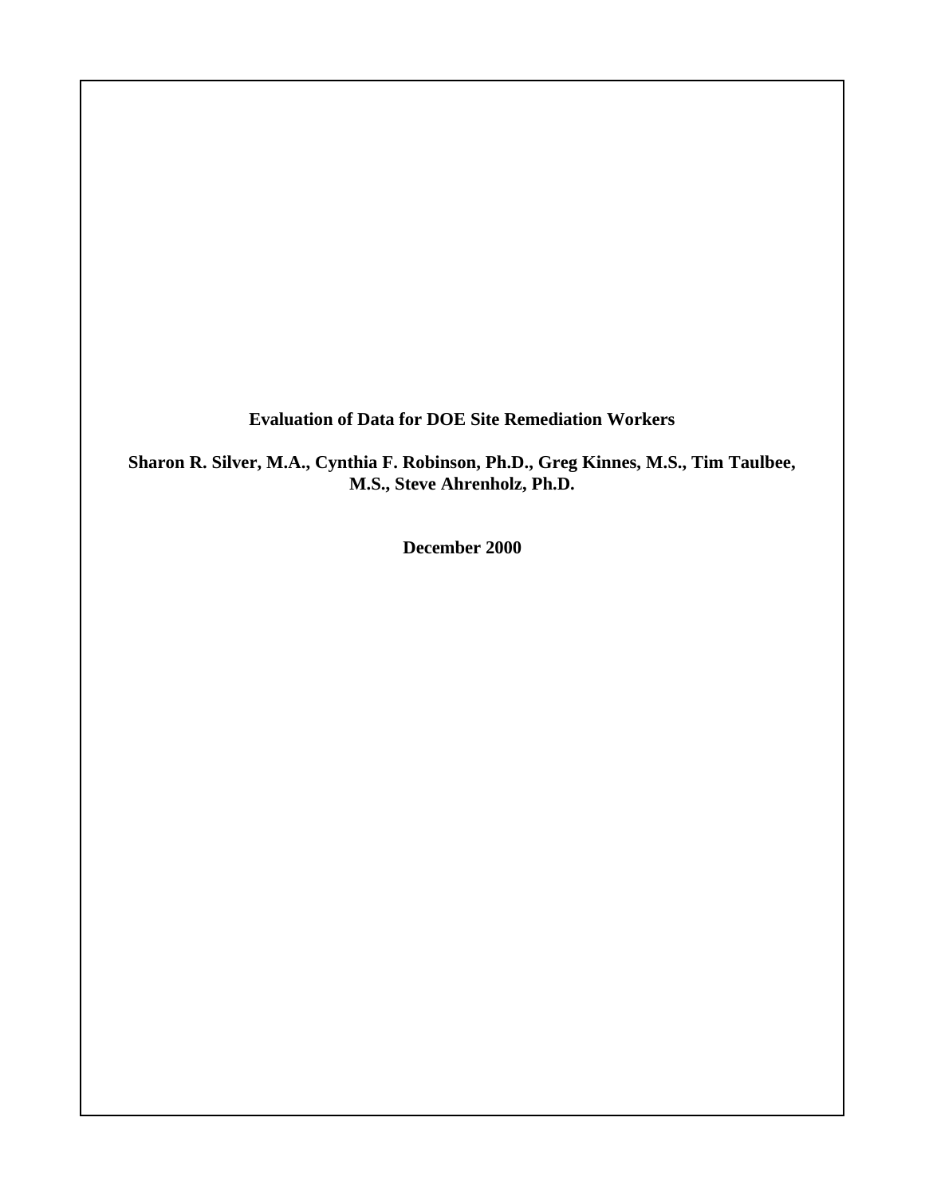**Evaluation of Data for DOE Site Remediation Workers**

**Sharon R. Silver, M.A., Cynthia F. Robinson, Ph.D., Greg Kinnes, M.S., Tim Taulbee, M.S., Steve Ahrenholz, Ph.D.**

**December 2000**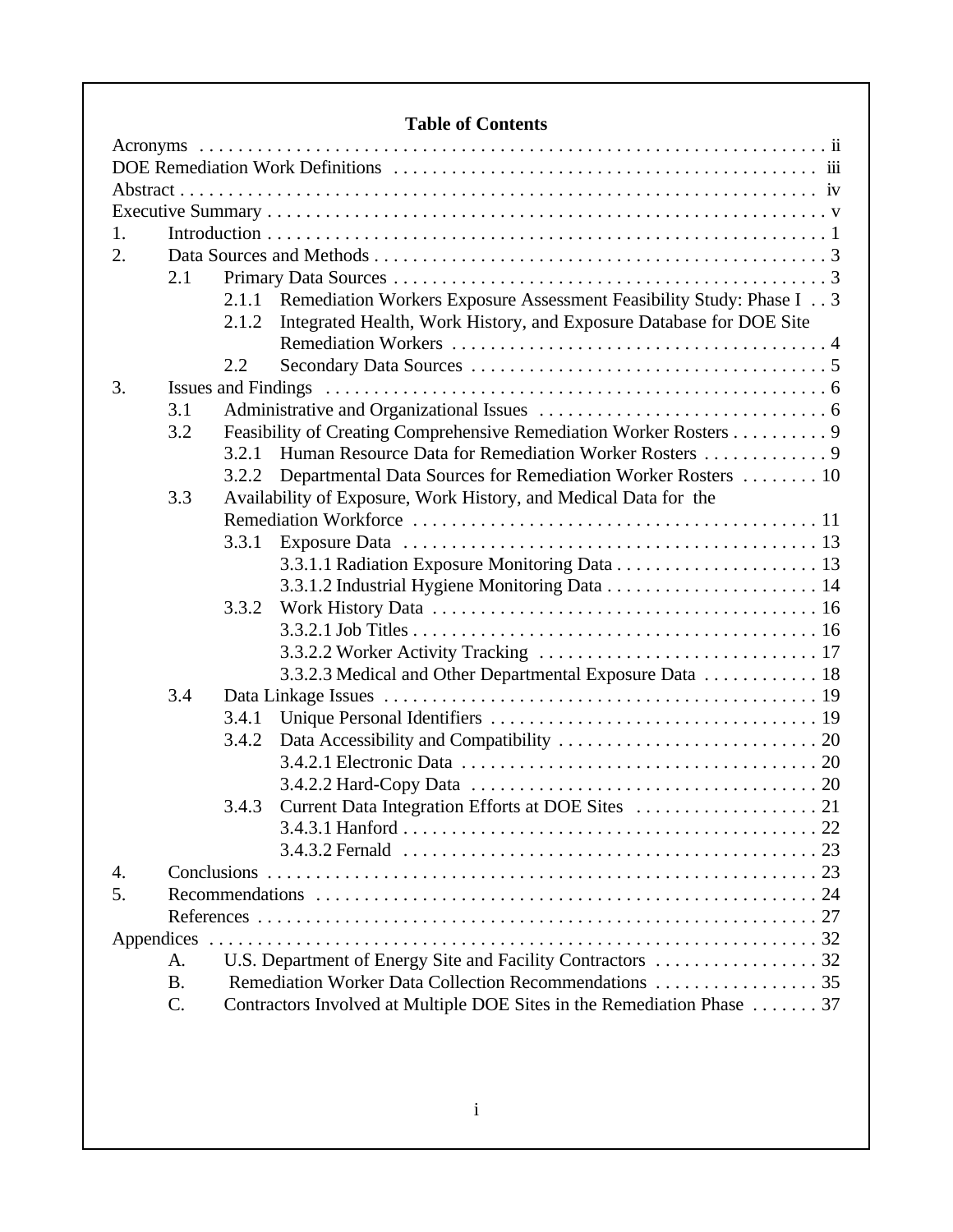## Table of Contents

- Acronyms . . . . . . . . . . ii
- DOE Remediation Work Definitions . . . . . . . . . . iii
- Abstract . . . . . . . . . . iv
- Executive Summary . . . . . . . . . . v
- 1. Introduction . . . . . . . . . . 1
- 2. Data Sources and Methods . . . . . . . . . . 3
  - 2.1 Primary Data Sources . . . . . . . . . . 3
    - 2.1.1 Remediation Workers Exposure Assessment Feasibility Study: Phase I . . 3
    - 2.1.2 Integrated Health, Work History, and Exposure Database for DOE Site Remediation Workers . . . . . . . . . . 4
    - 2.2 Secondary Data Sources . . . . . . . . . . 5
- 3. Issues and Findings . . . . . . . . . . 6
  - 3.1 Administrative and Organizational Issues . . . . . . . . . . 6
  - 3.2 Feasibility of Creating Comprehensive Remediation Worker Rosters . . . . . . . . . . 9
    - 3.2.1 Human Resource Data for Remediation Worker Rosters . . . . . . . . . . 9
    - 3.2.2 Departmental Data Sources for Remediation Worker Rosters . . . . . . . . 10
  - 3.3 Availability of Exposure, Work History, and Medical Data for the Remediation Workforce . . . . . . . . . . 11
    - 3.3.1 Exposure Data . . . . . . . . . . 13
      - 3.3.1.1 Radiation Exposure Monitoring Data . . . . . . . . . . 13
      - 3.3.1.2 Industrial Hygiene Monitoring Data . . . . . . . . . . 14
    - 3.3.2 Work History Data . . . . . . . . . . 16
      - 3.3.2.1 Job Titles . . . . . . . . . . 16
      - 3.3.2.2 Worker Activity Tracking . . . . . . . . . . 17
      - 3.3.2.3 Medical and Other Departmental Exposure Data . . . . . . . . . . 18
  - 3.4 Data Linkage Issues . . . . . . . . . . 19
    - 3.4.1 Unique Personal Identifiers . . . . . . . . . . 19
    - 3.4.2 Data Accessibility and Compatibility . . . . . . . . . . 20
      - 3.4.2.1 Electronic Data . . . . . . . . . . 20
      - 3.4.2.2 Hard-Copy Data . . . . . . . . . . 20
    - 3.4.3 Current Data Integration Efforts at DOE Sites . . . . . . . . . . 21
      - 3.4.3.1 Hanford . . . . . . . . . . 22
      - 3.4.3.2 Fernald . . . . . . . . . . 23
- 4. Conclusions . . . . . . . . . . 23
- 5. Recommendations . . . . . . . . . . 24
  - References . . . . . . . . . . 27
- Appendices . . . . . . . . . . 32
  - A. U.S. Department of Energy Site and Facility Contractors . . . . . . . . . . 32
  - B. Remediation Worker Data Collection Recommendations . . . . . . . . . . 35
  - C. Contractors Involved at Multiple DOE Sites in the Remediation Phase . . . . . . . 37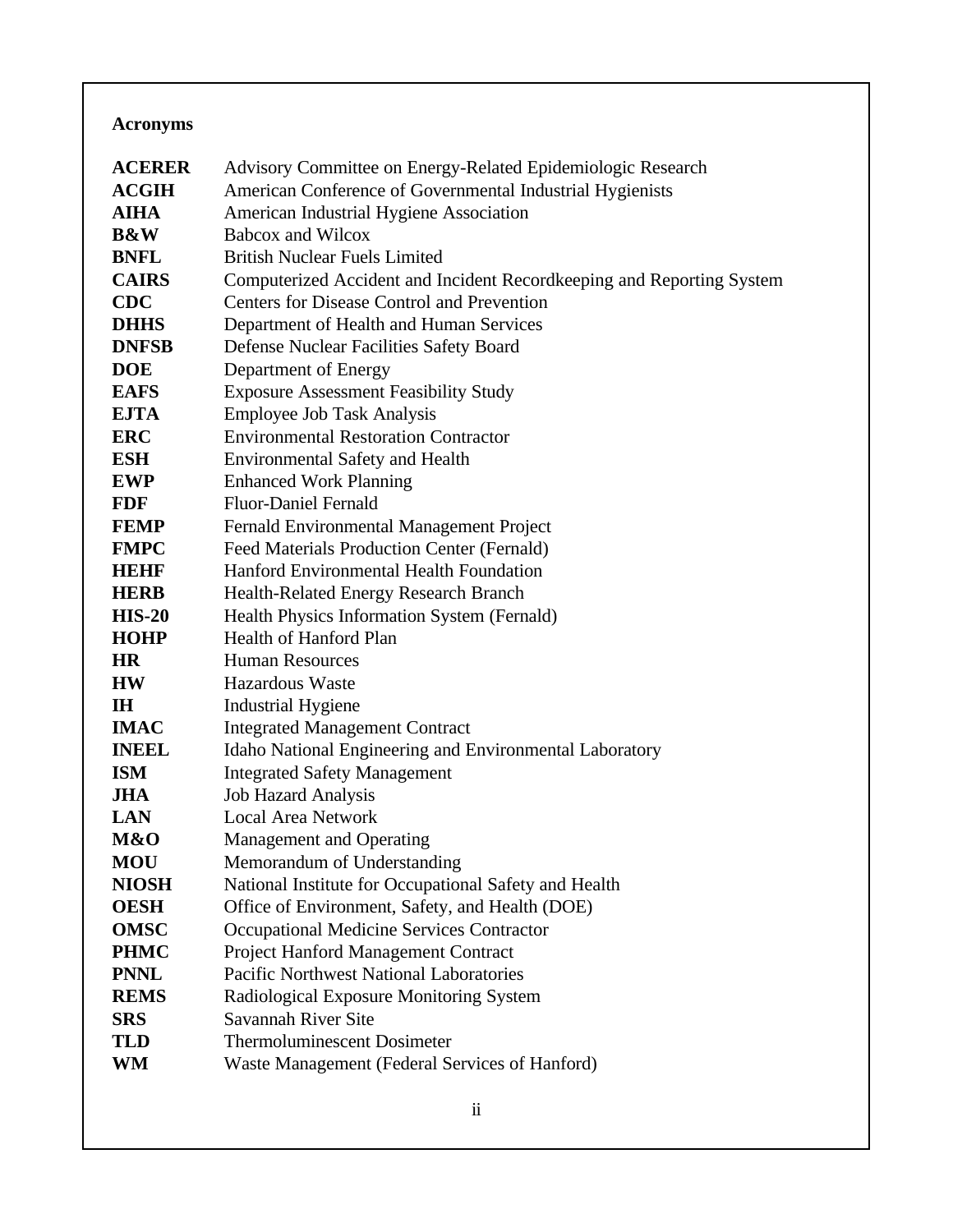## Acronyms

| | |
|---|---|
| **ACERER** | Advisory Committee on Energy-Related Epidemiologic Research |
| **ACGIH** | American Conference of Governmental Industrial Hygienists |
| **AIHA** | American Industrial Hygiene Association |
| **B&W** | Babcox and Wilcox |
| **BNFL** | British Nuclear Fuels Limited |
| **CAIRS** | Computerized Accident and Incident Recordkeeping and Reporting System |
| **CDC** | Centers for Disease Control and Prevention |
| **DHHS** | Department of Health and Human Services |
| **DNFSB** | Defense Nuclear Facilities Safety Board |
| **DOE** | Department of Energy |
| **EAFS** | Exposure Assessment Feasibility Study |
| **EJTA** | Employee Job Task Analysis |
| **ERC** | Environmental Restoration Contractor |
| **ESH** | Environmental Safety and Health |
| **EWP** | Enhanced Work Planning |
| **FDF** | Fluor-Daniel Fernald |
| **FEMP** | Fernald Environmental Management Project |
| **FMPC** | Feed Materials Production Center (Fernald) |
| **HEHF** | Hanford Environmental Health Foundation |
| **HERB** | Health-Related Energy Research Branch |
| **HIS-20** | Health Physics Information System (Fernald) |
| **HOHP** | Health of Hanford Plan |
| **HR** | Human Resources |
| **HW** | Hazardous Waste |
| **IH** | Industrial Hygiene |
| **IMAC** | Integrated Management Contract |
| **INEEL** | Idaho National Engineering and Environmental Laboratory |
| **ISM** | Integrated Safety Management |
| **JHA** | Job Hazard Analysis |
| **LAN** | Local Area Network |
| **M&O** | Management and Operating |
| **MOU** | Memorandum of Understanding |
| **NIOSH** | National Institute for Occupational Safety and Health |
| **OESH** | Office of Environment, Safety, and Health (DOE) |
| **OMSC** | Occupational Medicine Services Contractor |
| **PHMC** | Project Hanford Management Contract |
| **PNNL** | Pacific Northwest National Laboratories |
| **REMS** | Radiological Exposure Monitoring System |
| **SRS** | Savannah River Site |
| **TLD** | Thermoluminescent Dosimeter |
| **WM** | Waste Management (Federal Services of Hanford) |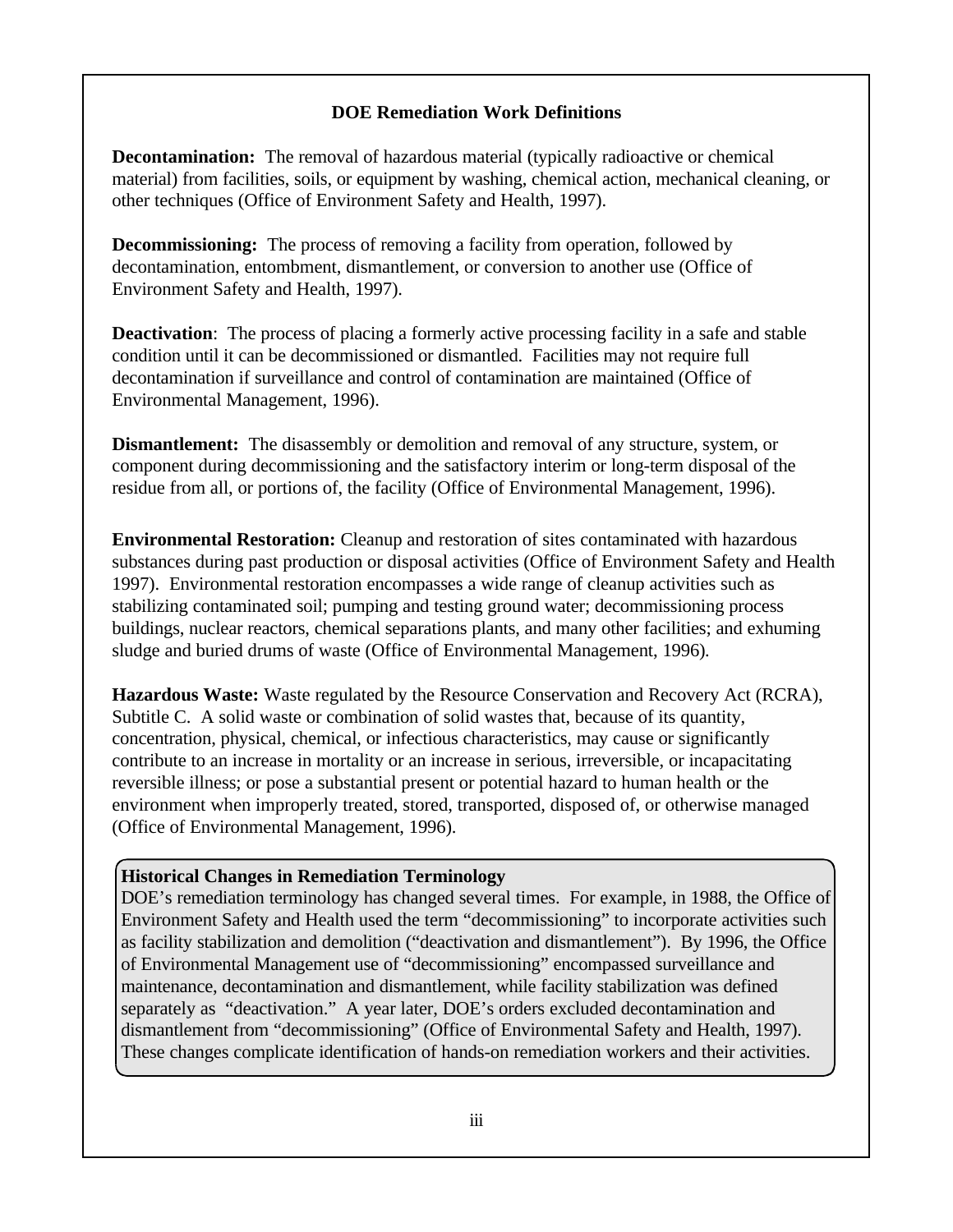## DOE Remediation Work Definitions

**Decontamination:** The removal of hazardous material (typically radioactive or chemical material) from facilities, soils, or equipment by washing, chemical action, mechanical cleaning, or other techniques (Office of Environment Safety and Health, 1997).

**Decommissioning:** The process of removing a facility from operation, followed by decontamination, entombment, dismantlement, or conversion to another use (Office of Environment Safety and Health, 1997).

**Deactivation**: The process of placing a formerly active processing facility in a safe and stable condition until it can be decommissioned or dismantled. Facilities may not require full decontamination if surveillance and control of contamination are maintained (Office of Environmental Management, 1996).

**Dismantlement:** The disassembly or demolition and removal of any structure, system, or component during decommissioning and the satisfactory interim or long-term disposal of the residue from all, or portions of, the facility (Office of Environmental Management, 1996).

**Environmental Restoration:** Cleanup and restoration of sites contaminated with hazardous substances during past production or disposal activities (Office of Environment Safety and Health 1997). Environmental restoration encompasses a wide range of cleanup activities such as stabilizing contaminated soil; pumping and testing ground water; decommissioning process buildings, nuclear reactors, chemical separations plants, and many other facilities; and exhuming sludge and buried drums of waste (Office of Environmental Management, 1996).

**Hazardous Waste:** Waste regulated by the Resource Conservation and Recovery Act (RCRA), Subtitle C. A solid waste or combination of solid wastes that, because of its quantity, concentration, physical, chemical, or infectious characteristics, may cause or significantly contribute to an increase in mortality or an increase in serious, irreversible, or incapacitating reversible illness; or pose a substantial present or potential hazard to human health or the environment when improperly treated, stored, transported, disposed of, or otherwise managed (Office of Environmental Management, 1996).

**Historical Changes in Remediation Terminology**

DOE's remediation terminology has changed several times. For example, in 1988, the Office of Environment Safety and Health used the term "decommissioning" to incorporate activities such as facility stabilization and demolition ("deactivation and dismantlement"). By 1996, the Office of Environmental Management use of "decommissioning" encompassed surveillance and maintenance, decontamination and dismantlement, while facility stabilization was defined separately as "deactivation." A year later, DOE's orders excluded decontamination and dismantlement from "decommissioning" (Office of Environmental Safety and Health, 1997). These changes complicate identification of hands-on remediation workers and their activities.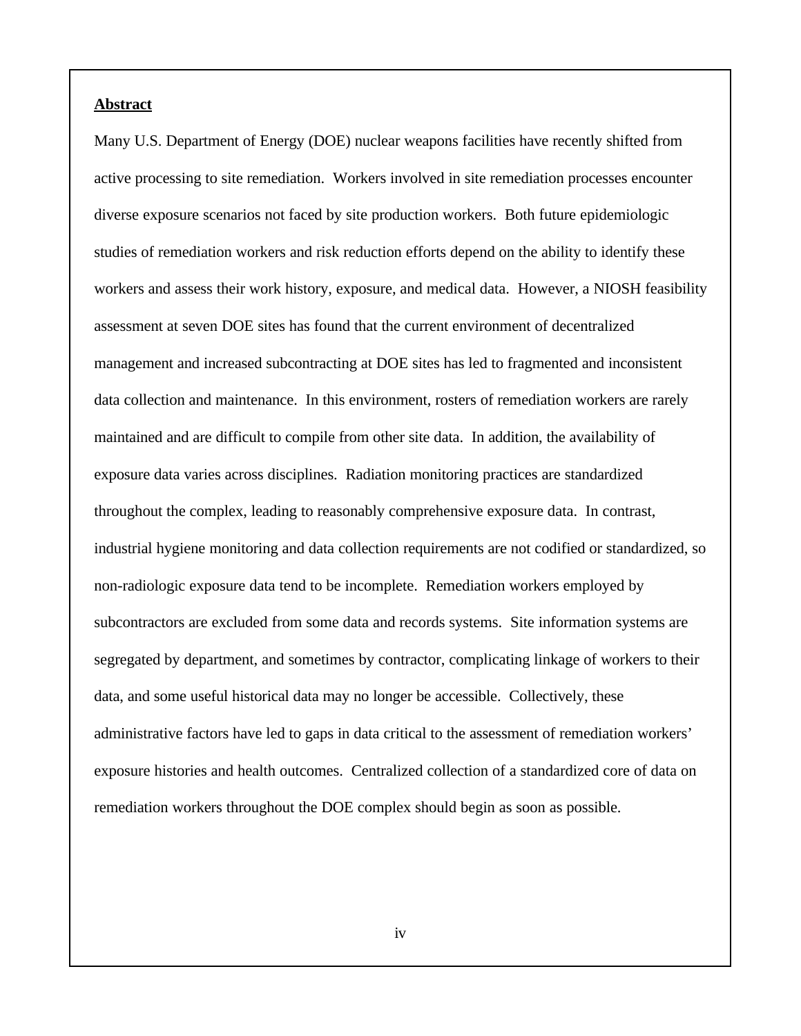## **Abstract**

Many U.S. Department of Energy (DOE) nuclear weapons facilities have recently shifted from active processing to site remediation. Workers involved in site remediation processes encounter diverse exposure scenarios not faced by site production workers. Both future epidemiologic studies of remediation workers and risk reduction efforts depend on the ability to identify these workers and assess their work history, exposure, and medical data. However, a NIOSH feasibility assessment at seven DOE sites has found that the current environment of decentralized management and increased subcontracting at DOE sites has led to fragmented and inconsistent data collection and maintenance. In this environment, rosters of remediation workers are rarely maintained and are difficult to compile from other site data. In addition, the availability of exposure data varies across disciplines. Radiation monitoring practices are standardized throughout the complex, leading to reasonably comprehensive exposure data. In contrast, industrial hygiene monitoring and data collection requirements are not codified or standardized, so non-radiologic exposure data tend to be incomplete. Remediation workers employed by subcontractors are excluded from some data and records systems. Site information systems are segregated by department, and sometimes by contractor, complicating linkage of workers to their data, and some useful historical data may no longer be accessible. Collectively, these administrative factors have led to gaps in data critical to the assessment of remediation workers' exposure histories and health outcomes. Centralized collection of a standardized core of data on remediation workers throughout the DOE complex should begin as soon as possible.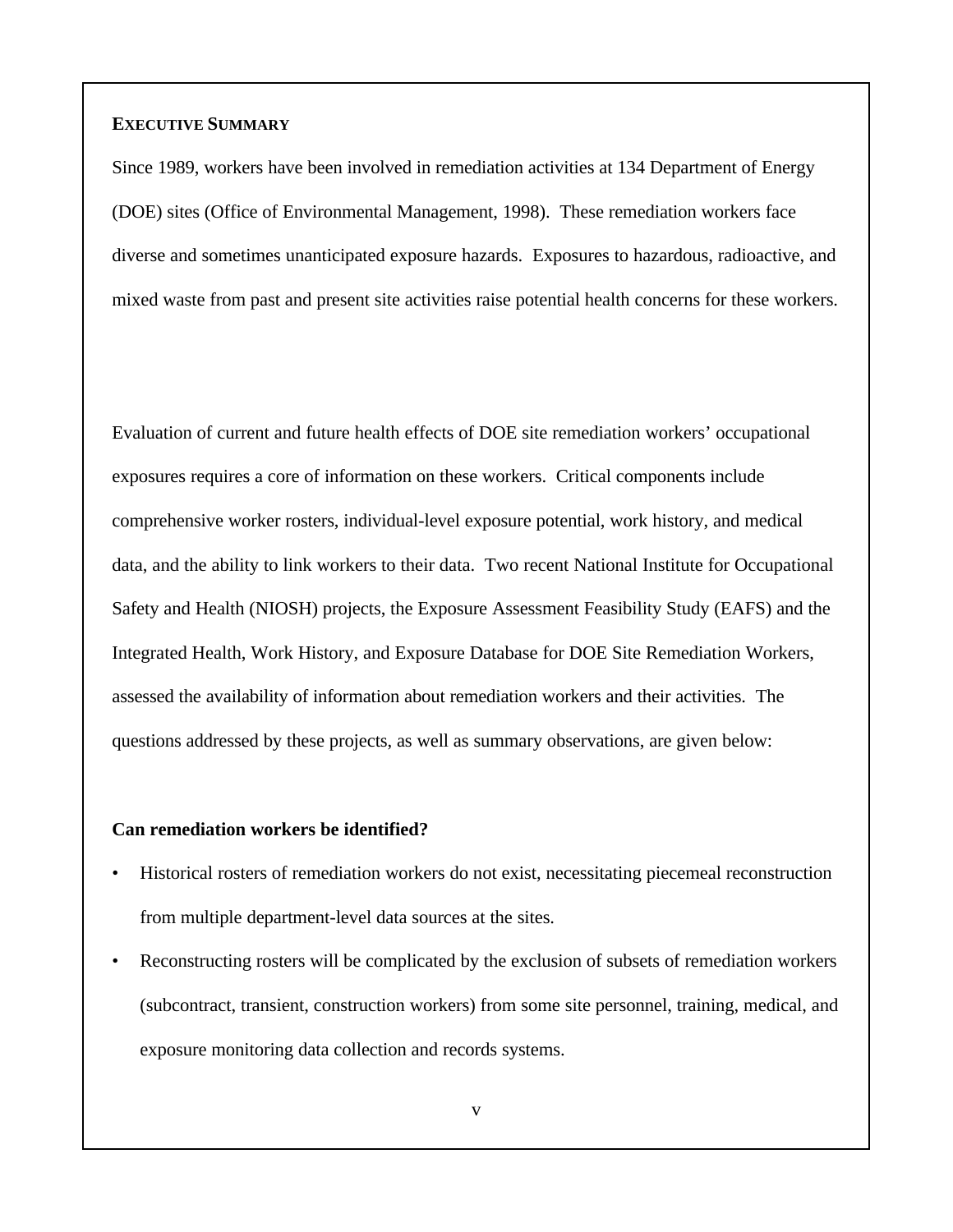## EXECUTIVE SUMMARY

Since 1989, workers have been involved in remediation activities at 134 Department of Energy (DOE) sites (Office of Environmental Management, 1998). These remediation workers face diverse and sometimes unanticipated exposure hazards. Exposures to hazardous, radioactive, and mixed waste from past and present site activities raise potential health concerns for these workers.

Evaluation of current and future health effects of DOE site remediation workers' occupational exposures requires a core of information on these workers. Critical components include comprehensive worker rosters, individual-level exposure potential, work history, and medical data, and the ability to link workers to their data. Two recent National Institute for Occupational Safety and Health (NIOSH) projects, the Exposure Assessment Feasibility Study (EAFS) and the Integrated Health, Work History, and Exposure Database for DOE Site Remediation Workers, assessed the availability of information about remediation workers and their activities. The questions addressed by these projects, as well as summary observations, are given below:

**Can remediation workers be identified?**

- Historical rosters of remediation workers do not exist, necessitating piecemeal reconstruction from multiple department-level data sources at the sites.
- Reconstructing rosters will be complicated by the exclusion of subsets of remediation workers (subcontract, transient, construction workers) from some site personnel, training, medical, and exposure monitoring data collection and records systems.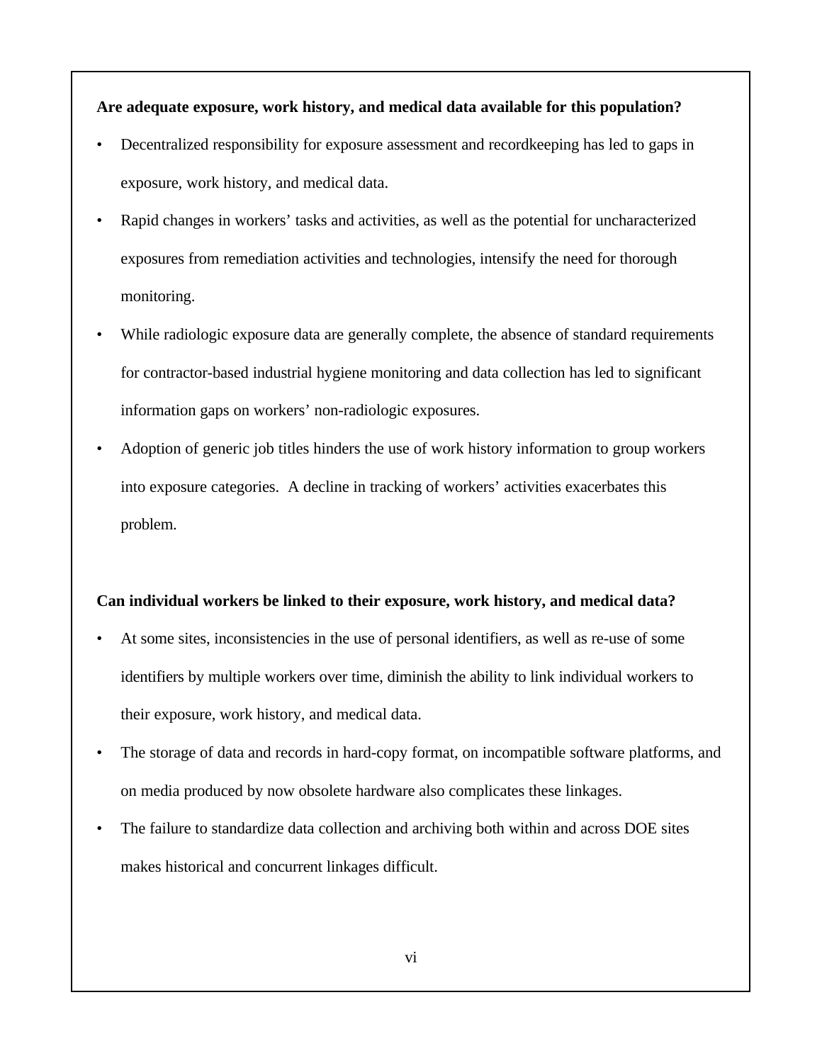**Are adequate exposure, work history, and medical data available for this population?**

- Decentralized responsibility for exposure assessment and recordkeeping has led to gaps in exposure, work history, and medical data.
- Rapid changes in workers' tasks and activities, as well as the potential for uncharacterized exposures from remediation activities and technologies, intensify the need for thorough monitoring.
- While radiologic exposure data are generally complete, the absence of standard requirements for contractor-based industrial hygiene monitoring and data collection has led to significant information gaps on workers' non-radiologic exposures.
- Adoption of generic job titles hinders the use of work history information to group workers into exposure categories. A decline in tracking of workers' activities exacerbates this problem.

**Can individual workers be linked to their exposure, work history, and medical data?**

- At some sites, inconsistencies in the use of personal identifiers, as well as re-use of some identifiers by multiple workers over time, diminish the ability to link individual workers to their exposure, work history, and medical data.
- The storage of data and records in hard-copy format, on incompatible software platforms, and on media produced by now obsolete hardware also complicates these linkages.
- The failure to standardize data collection and archiving both within and across DOE sites makes historical and concurrent linkages difficult.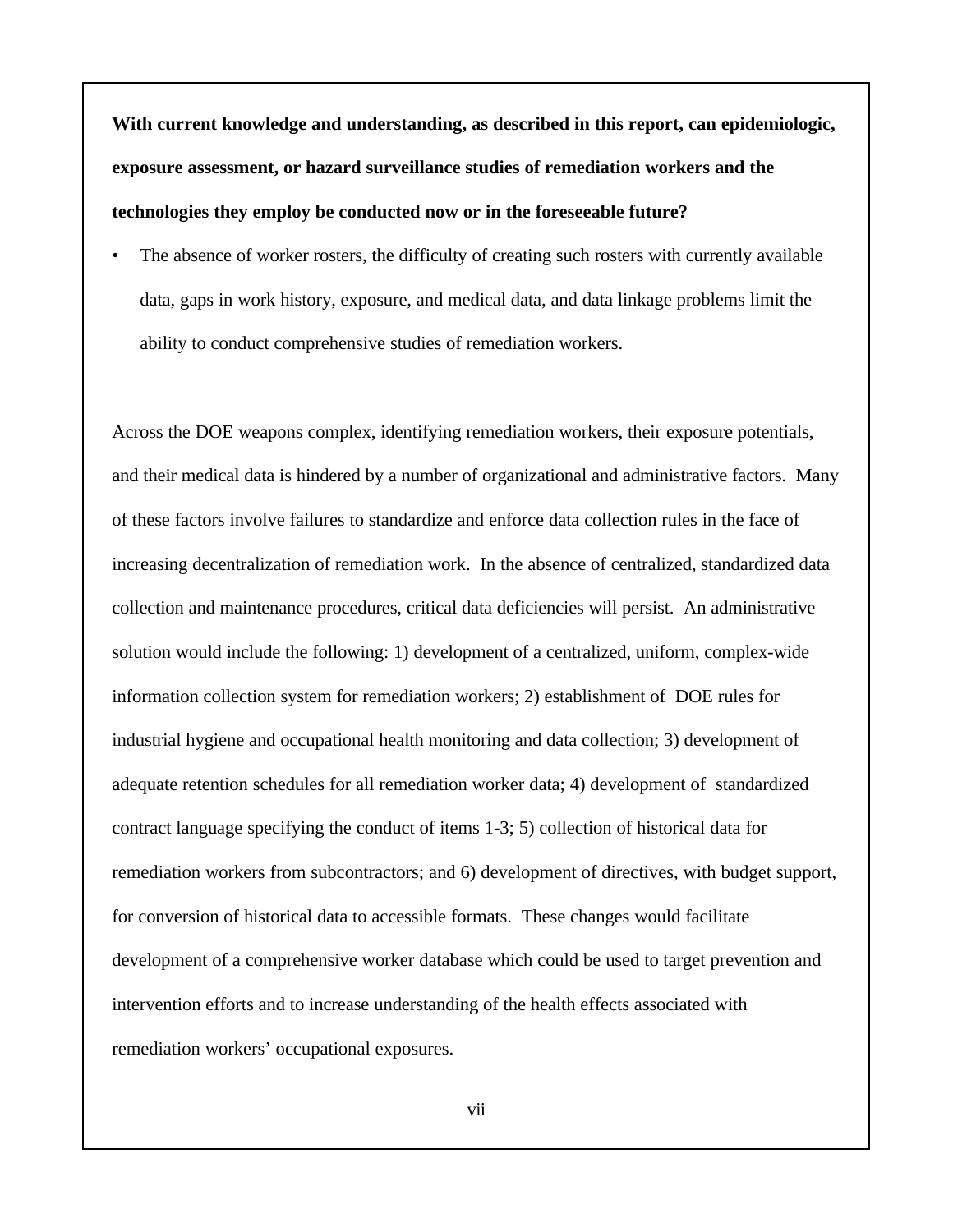**With current knowledge and understanding, as described in this report, can epidemiologic, exposure assessment, or hazard surveillance studies of remediation workers and the technologies they employ be conducted now or in the foreseeable future?**

- The absence of worker rosters, the difficulty of creating such rosters with currently available data, gaps in work history, exposure, and medical data, and data linkage problems limit the ability to conduct comprehensive studies of remediation workers.

Across the DOE weapons complex, identifying remediation workers, their exposure potentials, and their medical data is hindered by a number of organizational and administrative factors. Many of these factors involve failures to standardize and enforce data collection rules in the face of increasing decentralization of remediation work. In the absence of centralized, standardized data collection and maintenance procedures, critical data deficiencies will persist. An administrative solution would include the following: 1) development of a centralized, uniform, complex-wide information collection system for remediation workers; 2) establishment of DOE rules for industrial hygiene and occupational health monitoring and data collection; 3) development of adequate retention schedules for all remediation worker data; 4) development of standardized contract language specifying the conduct of items 1-3; 5) collection of historical data for remediation workers from subcontractors; and 6) development of directives, with budget support, for conversion of historical data to accessible formats. These changes would facilitate development of a comprehensive worker database which could be used to target prevention and intervention efforts and to increase understanding of the health effects associated with remediation workers' occupational exposures.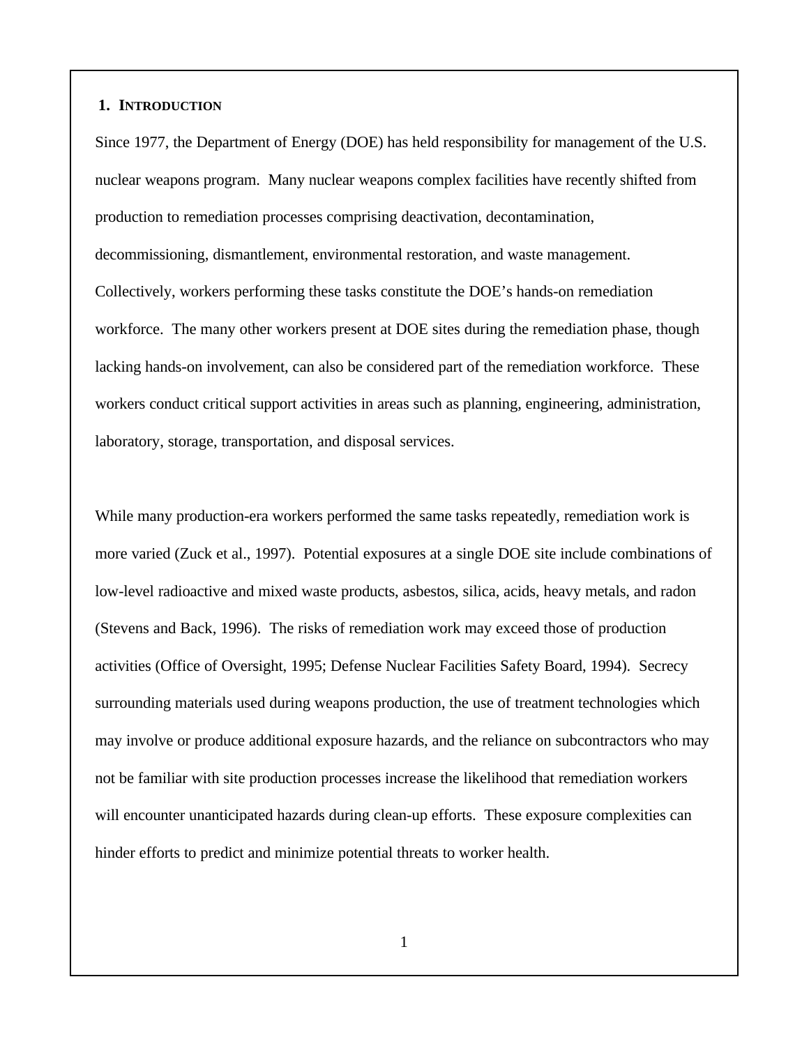# 1. Introduction

Since 1977, the Department of Energy (DOE) has held responsibility for management of the U.S. nuclear weapons program. Many nuclear weapons complex facilities have recently shifted from production to remediation processes comprising deactivation, decontamination, decommissioning, dismantlement, environmental restoration, and waste management. Collectively, workers performing these tasks constitute the DOE's hands-on remediation workforce. The many other workers present at DOE sites during the remediation phase, though lacking hands-on involvement, can also be considered part of the remediation workforce. These workers conduct critical support activities in areas such as planning, engineering, administration, laboratory, storage, transportation, and disposal services.

While many production-era workers performed the same tasks repeatedly, remediation work is more varied (Zuck et al., 1997). Potential exposures at a single DOE site include combinations of low-level radioactive and mixed waste products, asbestos, silica, acids, heavy metals, and radon (Stevens and Back, 1996). The risks of remediation work may exceed those of production activities (Office of Oversight, 1995; Defense Nuclear Facilities Safety Board, 1994). Secrecy surrounding materials used during weapons production, the use of treatment technologies which may involve or produce additional exposure hazards, and the reliance on subcontractors who may not be familiar with site production processes increase the likelihood that remediation workers will encounter unanticipated hazards during clean-up efforts. These exposure complexities can hinder efforts to predict and minimize potential threats to worker health.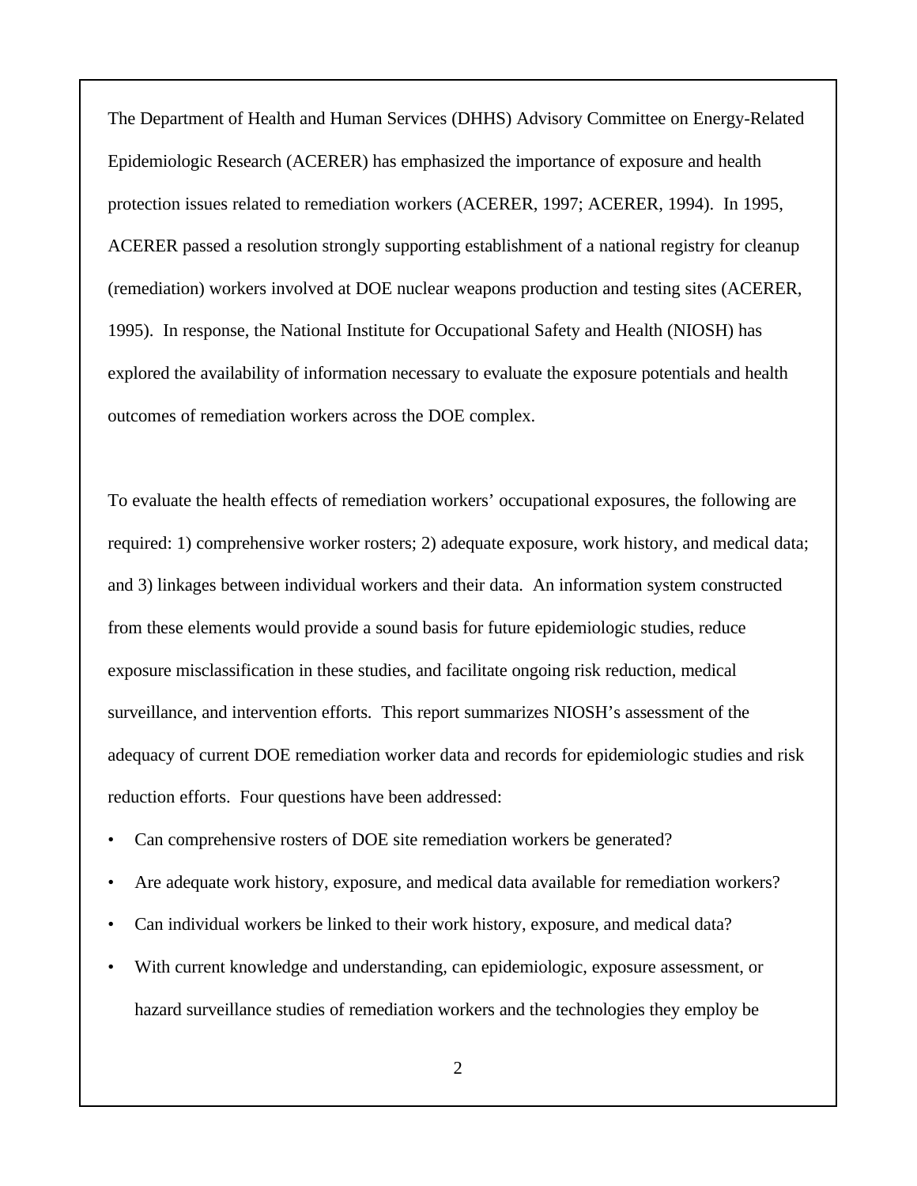The Department of Health and Human Services (DHHS) Advisory Committee on Energy-Related Epidemiologic Research (ACERER) has emphasized the importance of exposure and health protection issues related to remediation workers (ACERER, 1997; ACERER, 1994). In 1995, ACERER passed a resolution strongly supporting establishment of a national registry for cleanup (remediation) workers involved at DOE nuclear weapons production and testing sites (ACERER, 1995). In response, the National Institute for Occupational Safety and Health (NIOSH) has explored the availability of information necessary to evaluate the exposure potentials and health outcomes of remediation workers across the DOE complex.

To evaluate the health effects of remediation workers' occupational exposures, the following are required: 1) comprehensive worker rosters; 2) adequate exposure, work history, and medical data; and 3) linkages between individual workers and their data. An information system constructed from these elements would provide a sound basis for future epidemiologic studies, reduce exposure misclassification in these studies, and facilitate ongoing risk reduction, medical surveillance, and intervention efforts. This report summarizes NIOSH's assessment of the adequacy of current DOE remediation worker data and records for epidemiologic studies and risk reduction efforts. Four questions have been addressed:

- Can comprehensive rosters of DOE site remediation workers be generated?
- Are adequate work history, exposure, and medical data available for remediation workers?
- Can individual workers be linked to their work history, exposure, and medical data?
- With current knowledge and understanding, can epidemiologic, exposure assessment, or hazard surveillance studies of remediation workers and the technologies they employ be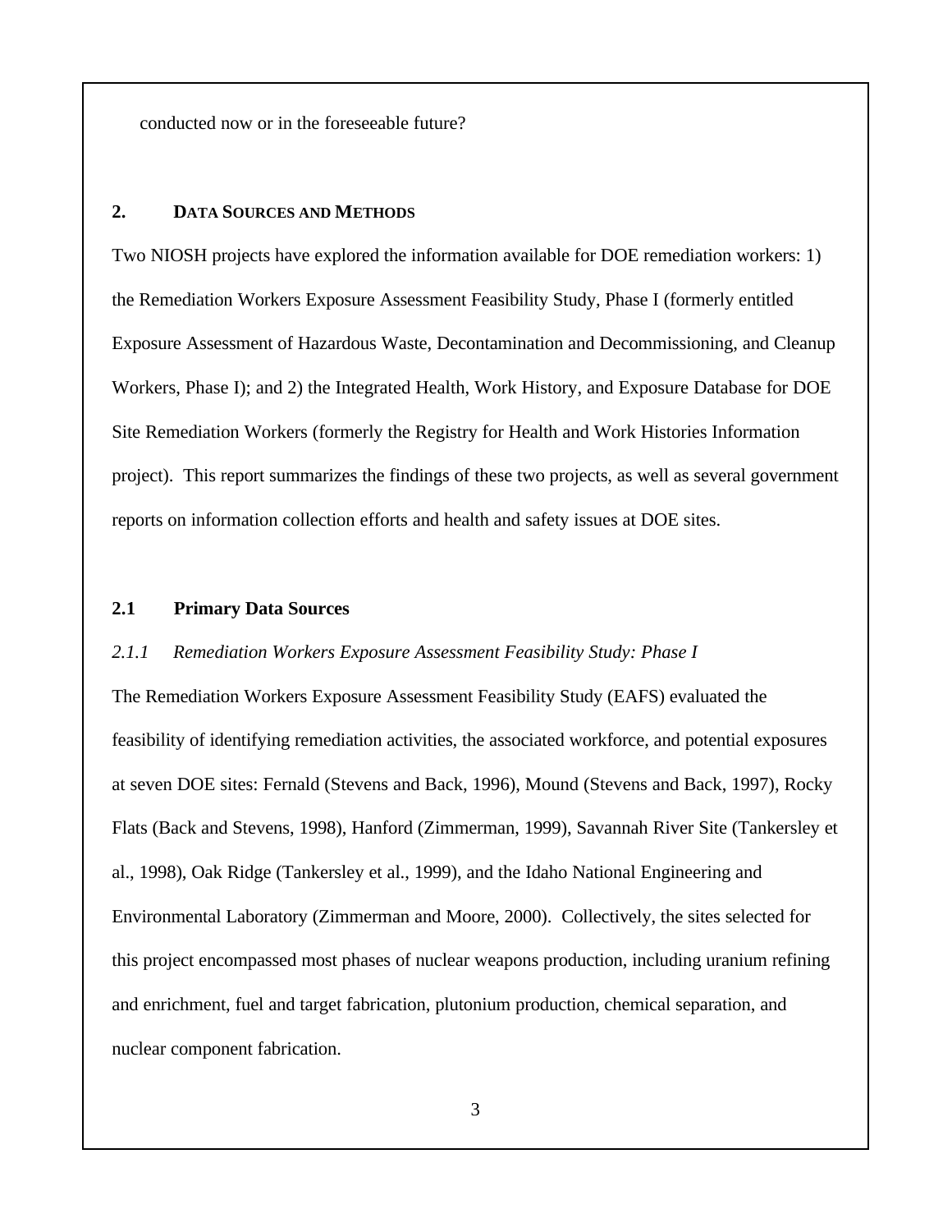conducted now or in the foreseeable future?

## 2. DATA SOURCES AND METHODS

Two NIOSH projects have explored the information available for DOE remediation workers: 1) the Remediation Workers Exposure Assessment Feasibility Study, Phase I (formerly entitled Exposure Assessment of Hazardous Waste, Decontamination and Decommissioning, and Cleanup Workers, Phase I); and 2) the Integrated Health, Work History, and Exposure Database for DOE Site Remediation Workers (formerly the Registry for Health and Work Histories Information project). This report summarizes the findings of these two projects, as well as several government reports on information collection efforts and health and safety issues at DOE sites.

### 2.1 Primary Data Sources

#### *2.1.1 Remediation Workers Exposure Assessment Feasibility Study: Phase I*

The Remediation Workers Exposure Assessment Feasibility Study (EAFS) evaluated the feasibility of identifying remediation activities, the associated workforce, and potential exposures at seven DOE sites: Fernald (Stevens and Back, 1996), Mound (Stevens and Back, 1997), Rocky Flats (Back and Stevens, 1998), Hanford (Zimmerman, 1999), Savannah River Site (Tankersley et al., 1998), Oak Ridge (Tankersley et al., 1999), and the Idaho National Engineering and Environmental Laboratory (Zimmerman and Moore, 2000). Collectively, the sites selected for this project encompassed most phases of nuclear weapons production, including uranium refining and enrichment, fuel and target fabrication, plutonium production, chemical separation, and nuclear component fabrication.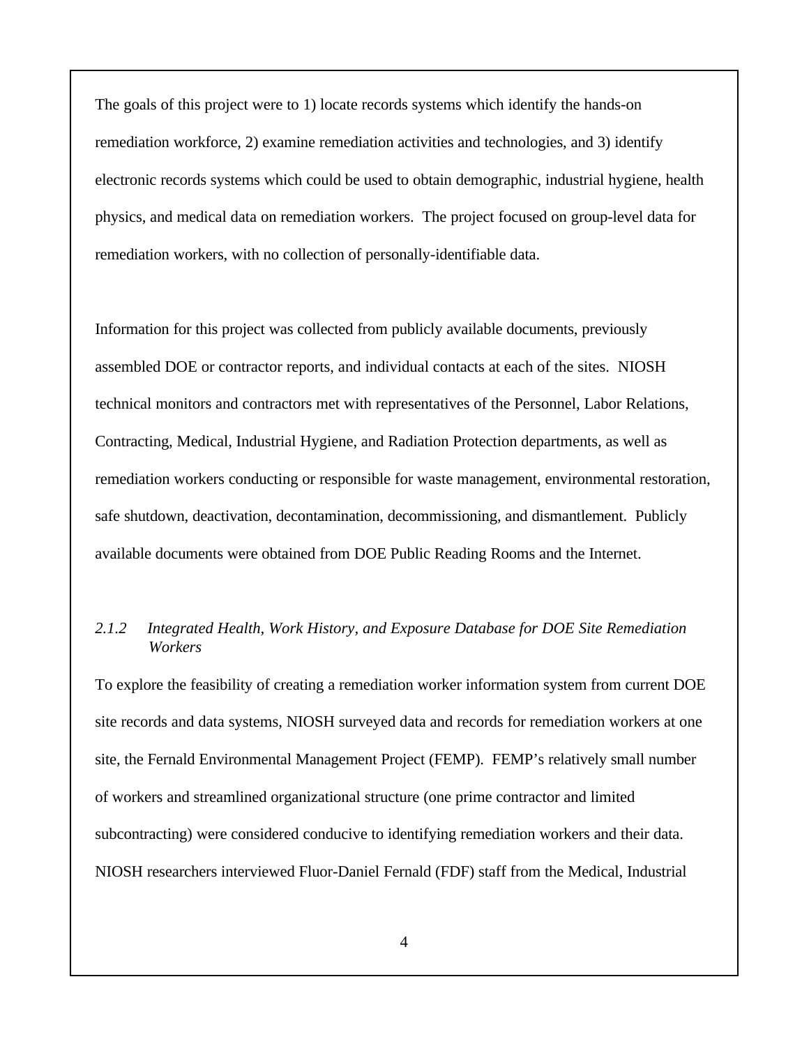The goals of this project were to 1) locate records systems which identify the hands-on remediation workforce, 2) examine remediation activities and technologies, and 3) identify electronic records systems which could be used to obtain demographic, industrial hygiene, health physics, and medical data on remediation workers. The project focused on group-level data for remediation workers, with no collection of personally-identifiable data.

Information for this project was collected from publicly available documents, previously assembled DOE or contractor reports, and individual contacts at each of the sites. NIOSH technical monitors and contractors met with representatives of the Personnel, Labor Relations, Contracting, Medical, Industrial Hygiene, and Radiation Protection departments, as well as remediation workers conducting or responsible for waste management, environmental restoration, safe shutdown, deactivation, decontamination, decommissioning, and dismantlement. Publicly available documents were obtained from DOE Public Reading Rooms and the Internet.

#### *2.1.2 Integrated Health, Work History, and Exposure Database for DOE Site Remediation Workers*

To explore the feasibility of creating a remediation worker information system from current DOE site records and data systems, NIOSH surveyed data and records for remediation workers at one site, the Fernald Environmental Management Project (FEMP). FEMP's relatively small number of workers and streamlined organizational structure (one prime contractor and limited subcontracting) were considered conducive to identifying remediation workers and their data. NIOSH researchers interviewed Fluor-Daniel Fernald (FDF) staff from the Medical, Industrial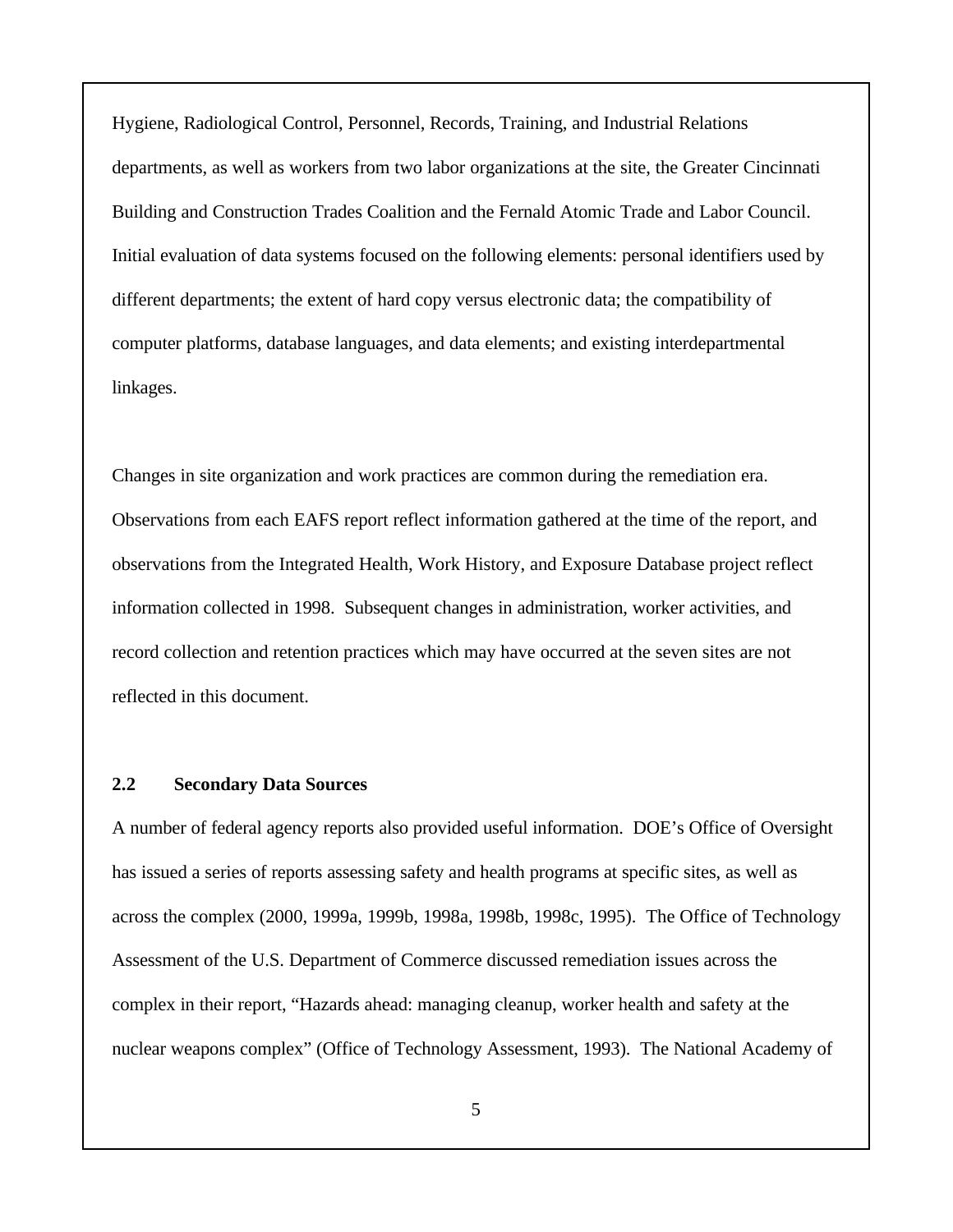Hygiene, Radiological Control, Personnel, Records, Training, and Industrial Relations departments, as well as workers from two labor organizations at the site, the Greater Cincinnati Building and Construction Trades Coalition and the Fernald Atomic Trade and Labor Council. Initial evaluation of data systems focused on the following elements: personal identifiers used by different departments; the extent of hard copy versus electronic data; the compatibility of computer platforms, database languages, and data elements; and existing interdepartmental linkages.

Changes in site organization and work practices are common during the remediation era. Observations from each EAFS report reflect information gathered at the time of the report, and observations from the Integrated Health, Work History, and Exposure Database project reflect information collected in 1998. Subsequent changes in administration, worker activities, and record collection and retention practices which may have occurred at the seven sites are not reflected in this document.

### 2.2 Secondary Data Sources

A number of federal agency reports also provided useful information. DOE's Office of Oversight has issued a series of reports assessing safety and health programs at specific sites, as well as across the complex (2000, 1999a, 1999b, 1998a, 1998b, 1998c, 1995). The Office of Technology Assessment of the U.S. Department of Commerce discussed remediation issues across the complex in their report, "Hazards ahead: managing cleanup, worker health and safety at the nuclear weapons complex" (Office of Technology Assessment, 1993). The National Academy of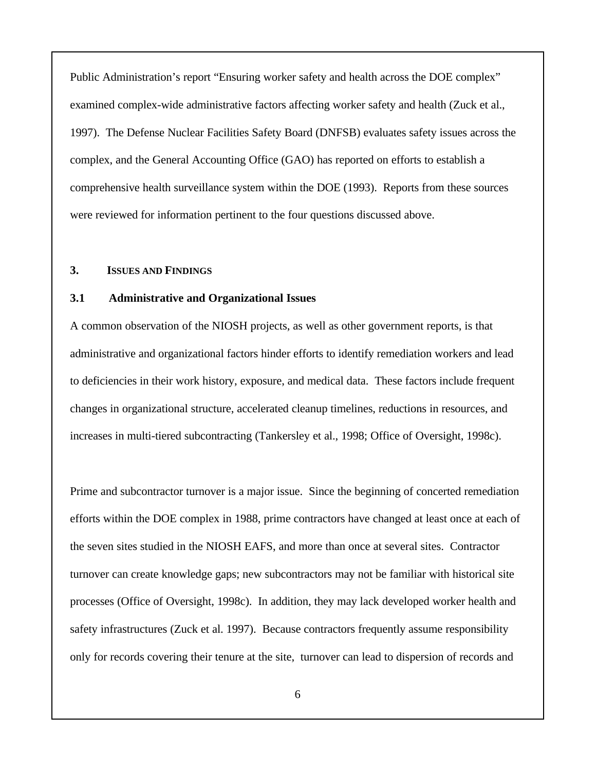Public Administration's report "Ensuring worker safety and health across the DOE complex" examined complex-wide administrative factors affecting worker safety and health (Zuck et al., 1997). The Defense Nuclear Facilities Safety Board (DNFSB) evaluates safety issues across the complex, and the General Accounting Office (GAO) has reported on efforts to establish a comprehensive health surveillance system within the DOE (1993). Reports from these sources were reviewed for information pertinent to the four questions discussed above.

## 3. ISSUES AND FINDINGS

### 3.1 Administrative and Organizational Issues

A common observation of the NIOSH projects, as well as other government reports, is that administrative and organizational factors hinder efforts to identify remediation workers and lead to deficiencies in their work history, exposure, and medical data. These factors include frequent changes in organizational structure, accelerated cleanup timelines, reductions in resources, and increases in multi-tiered subcontracting (Tankersley et al., 1998; Office of Oversight, 1998c).

Prime and subcontractor turnover is a major issue. Since the beginning of concerted remediation efforts within the DOE complex in 1988, prime contractors have changed at least once at each of the seven sites studied in the NIOSH EAFS, and more than once at several sites. Contractor turnover can create knowledge gaps; new subcontractors may not be familiar with historical site processes (Office of Oversight, 1998c). In addition, they may lack developed worker health and safety infrastructures (Zuck et al. 1997). Because contractors frequently assume responsibility only for records covering their tenure at the site, turnover can lead to dispersion of records and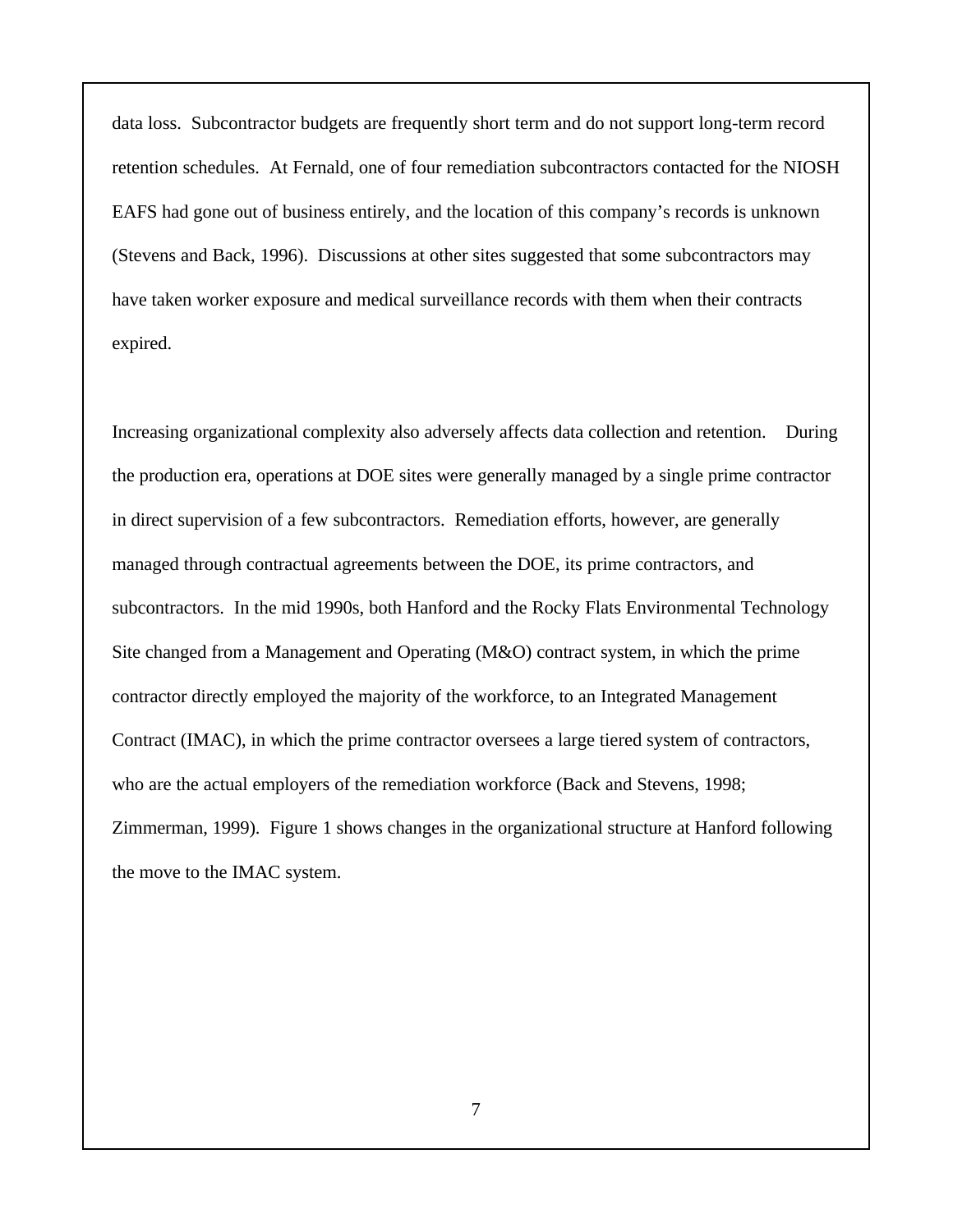data loss. Subcontractor budgets are frequently short term and do not support long-term record retention schedules. At Fernald, one of four remediation subcontractors contacted for the NIOSH EAFS had gone out of business entirely, and the location of this company's records is unknown (Stevens and Back, 1996). Discussions at other sites suggested that some subcontractors may have taken worker exposure and medical surveillance records with them when their contracts expired.

Increasing organizational complexity also adversely affects data collection and retention. During the production era, operations at DOE sites were generally managed by a single prime contractor in direct supervision of a few subcontractors. Remediation efforts, however, are generally managed through contractual agreements between the DOE, its prime contractors, and subcontractors. In the mid 1990s, both Hanford and the Rocky Flats Environmental Technology Site changed from a Management and Operating (M&O) contract system, in which the prime contractor directly employed the majority of the workforce, to an Integrated Management Contract (IMAC), in which the prime contractor oversees a large tiered system of contractors, who are the actual employers of the remediation workforce (Back and Stevens, 1998; Zimmerman, 1999). Figure 1 shows changes in the organizational structure at Hanford following the move to the IMAC system.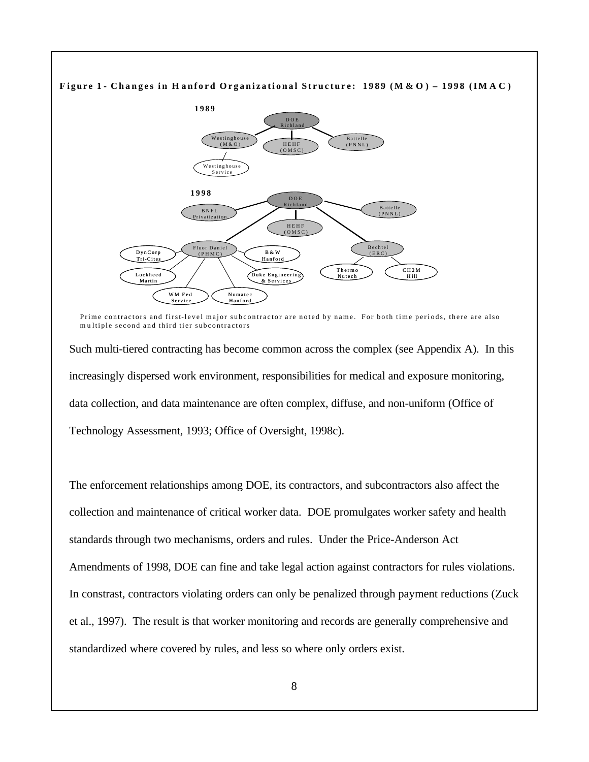**Figure 1 - Changes in Hanford Organizational Structure: 1989 (M&O) – 1998 (IMAC)**

**1989**

DOE Richland

Westinghouse (M&O) — HEHF (OMSC) — Battelle (PNNL)

Westinghouse Service

**1998**

DOE Richland

BNFL Privatization — HEHF (OMSC) — Battelle (PNNL)

Fluor Daniel (PHMC) — Bechtel (ERC)

DynCorp Tri-Cites, B&W Hanford, Lockheed Martin, Duke Engineering & Services, WM Fed Service, Numatec Hanford

Thermo Nutech, CH2M Hill

Prime contractors and first-level major subcontractor are noted by name. For both time periods, there are also multiple second and third tier subcontractors

Such multi-tiered contracting has become common across the complex (see Appendix A). In this increasingly dispersed work environment, responsibilities for medical and exposure monitoring, data collection, and data maintenance are often complex, diffuse, and non-uniform (Office of Technology Assessment, 1993; Office of Oversight, 1998c).

The enforcement relationships among DOE, its contractors, and subcontractors also affect the collection and maintenance of critical worker data. DOE promulgates worker safety and health standards through two mechanisms, orders and rules. Under the Price-Anderson Act Amendments of 1998, DOE can fine and take legal action against contractors for rules violations. In constrast, contractors violating orders can only be penalized through payment reductions (Zuck et al., 1997). The result is that worker monitoring and records are generally comprehensive and standardized where covered by rules, and less so where only orders exist.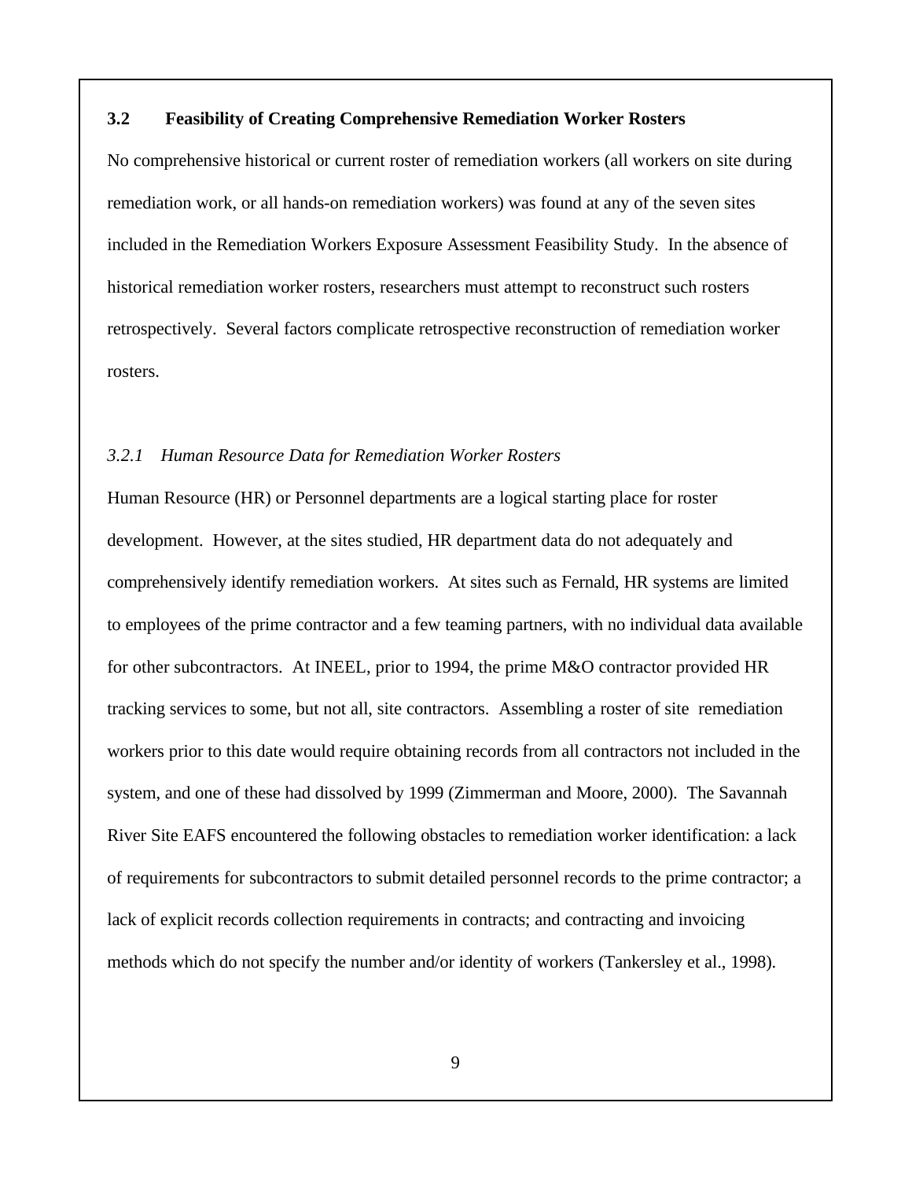## 3.2 Feasibility of Creating Comprehensive Remediation Worker Rosters

No comprehensive historical or current roster of remediation workers (all workers on site during remediation work, or all hands-on remediation workers) was found at any of the seven sites included in the Remediation Workers Exposure Assessment Feasibility Study. In the absence of historical remediation worker rosters, researchers must attempt to reconstruct such rosters retrospectively. Several factors complicate retrospective reconstruction of remediation worker rosters.

### *3.2.1 Human Resource Data for Remediation Worker Rosters*

Human Resource (HR) or Personnel departments are a logical starting place for roster development. However, at the sites studied, HR department data do not adequately and comprehensively identify remediation workers. At sites such as Fernald, HR systems are limited to employees of the prime contractor and a few teaming partners, with no individual data available for other subcontractors. At INEEL, prior to 1994, the prime M&O contractor provided HR tracking services to some, but not all, site contractors. Assembling a roster of site remediation workers prior to this date would require obtaining records from all contractors not included in the system, and one of these had dissolved by 1999 (Zimmerman and Moore, 2000). The Savannah River Site EAFS encountered the following obstacles to remediation worker identification: a lack of requirements for subcontractors to submit detailed personnel records to the prime contractor; a lack of explicit records collection requirements in contracts; and contracting and invoicing methods which do not specify the number and/or identity of workers (Tankersley et al., 1998).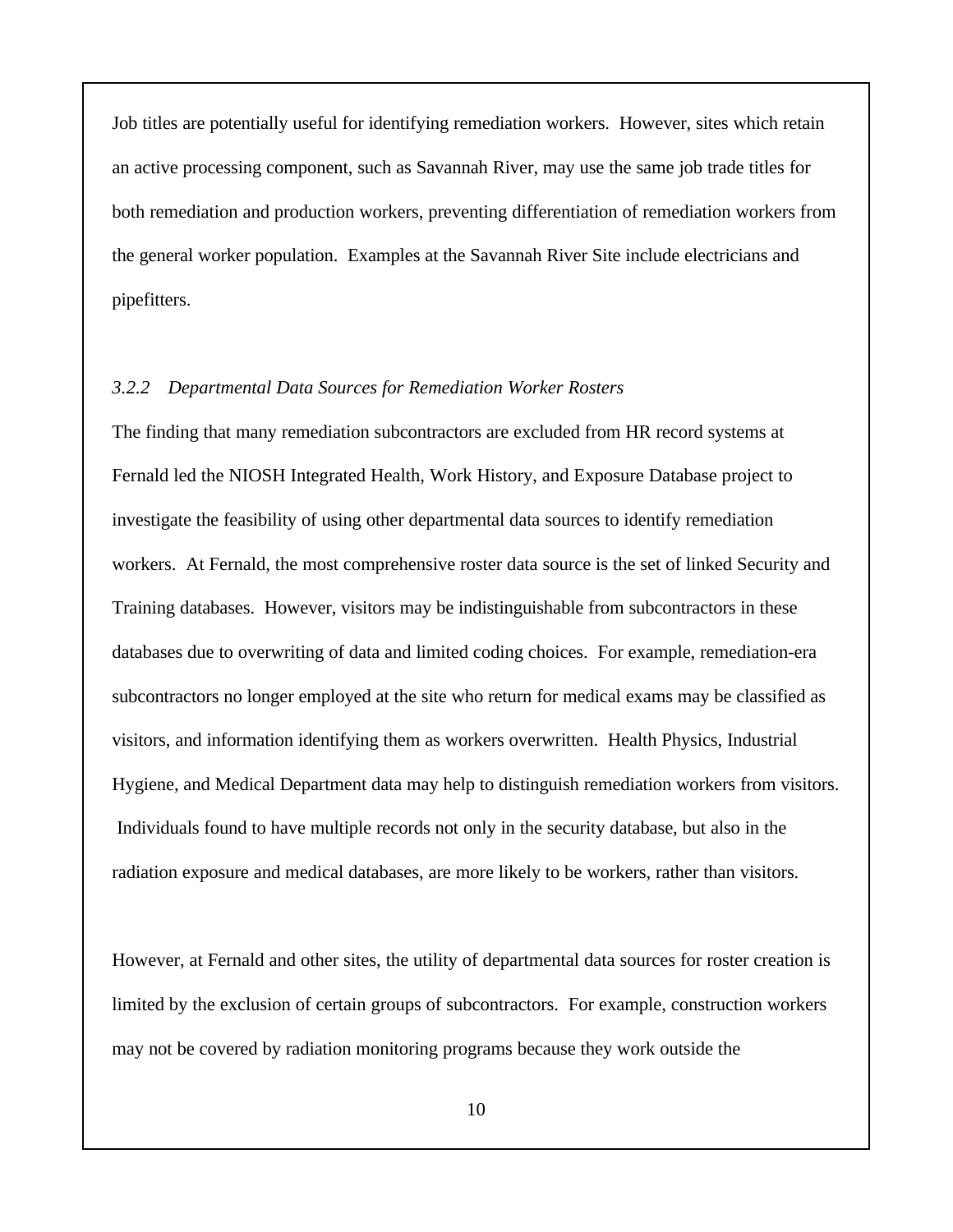Job titles are potentially useful for identifying remediation workers. However, sites which retain an active processing component, such as Savannah River, may use the same job trade titles for both remediation and production workers, preventing differentiation of remediation workers from the general worker population. Examples at the Savannah River Site include electricians and pipefitters.

### *3.2.2 Departmental Data Sources for Remediation Worker Rosters*

The finding that many remediation subcontractors are excluded from HR record systems at Fernald led the NIOSH Integrated Health, Work History, and Exposure Database project to investigate the feasibility of using other departmental data sources to identify remediation workers. At Fernald, the most comprehensive roster data source is the set of linked Security and Training databases. However, visitors may be indistinguishable from subcontractors in these databases due to overwriting of data and limited coding choices. For example, remediation-era subcontractors no longer employed at the site who return for medical exams may be classified as visitors, and information identifying them as workers overwritten. Health Physics, Industrial Hygiene, and Medical Department data may help to distinguish remediation workers from visitors. Individuals found to have multiple records not only in the security database, but also in the radiation exposure and medical databases, are more likely to be workers, rather than visitors.

However, at Fernald and other sites, the utility of departmental data sources for roster creation is limited by the exclusion of certain groups of subcontractors. For example, construction workers may not be covered by radiation monitoring programs because they work outside the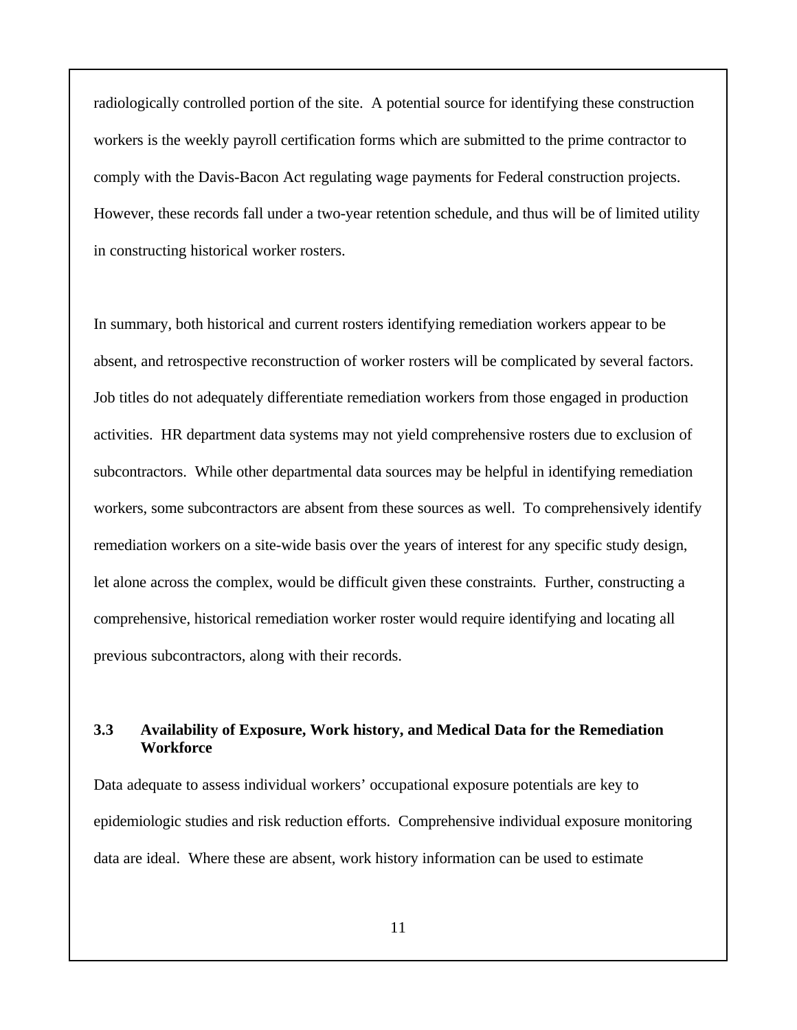radiologically controlled portion of the site. A potential source for identifying these construction workers is the weekly payroll certification forms which are submitted to the prime contractor to comply with the Davis-Bacon Act regulating wage payments for Federal construction projects. However, these records fall under a two-year retention schedule, and thus will be of limited utility in constructing historical worker rosters.

In summary, both historical and current rosters identifying remediation workers appear to be absent, and retrospective reconstruction of worker rosters will be complicated by several factors. Job titles do not adequately differentiate remediation workers from those engaged in production activities. HR department data systems may not yield comprehensive rosters due to exclusion of subcontractors. While other departmental data sources may be helpful in identifying remediation workers, some subcontractors are absent from these sources as well. To comprehensively identify remediation workers on a site-wide basis over the years of interest for any specific study design, let alone across the complex, would be difficult given these constraints. Further, constructing a comprehensive, historical remediation worker roster would require identifying and locating all previous subcontractors, along with their records.

### 3.3 Availability of Exposure, Work history, and Medical Data for the Remediation Workforce

Data adequate to assess individual workers' occupational exposure potentials are key to epidemiologic studies and risk reduction efforts. Comprehensive individual exposure monitoring data are ideal. Where these are absent, work history information can be used to estimate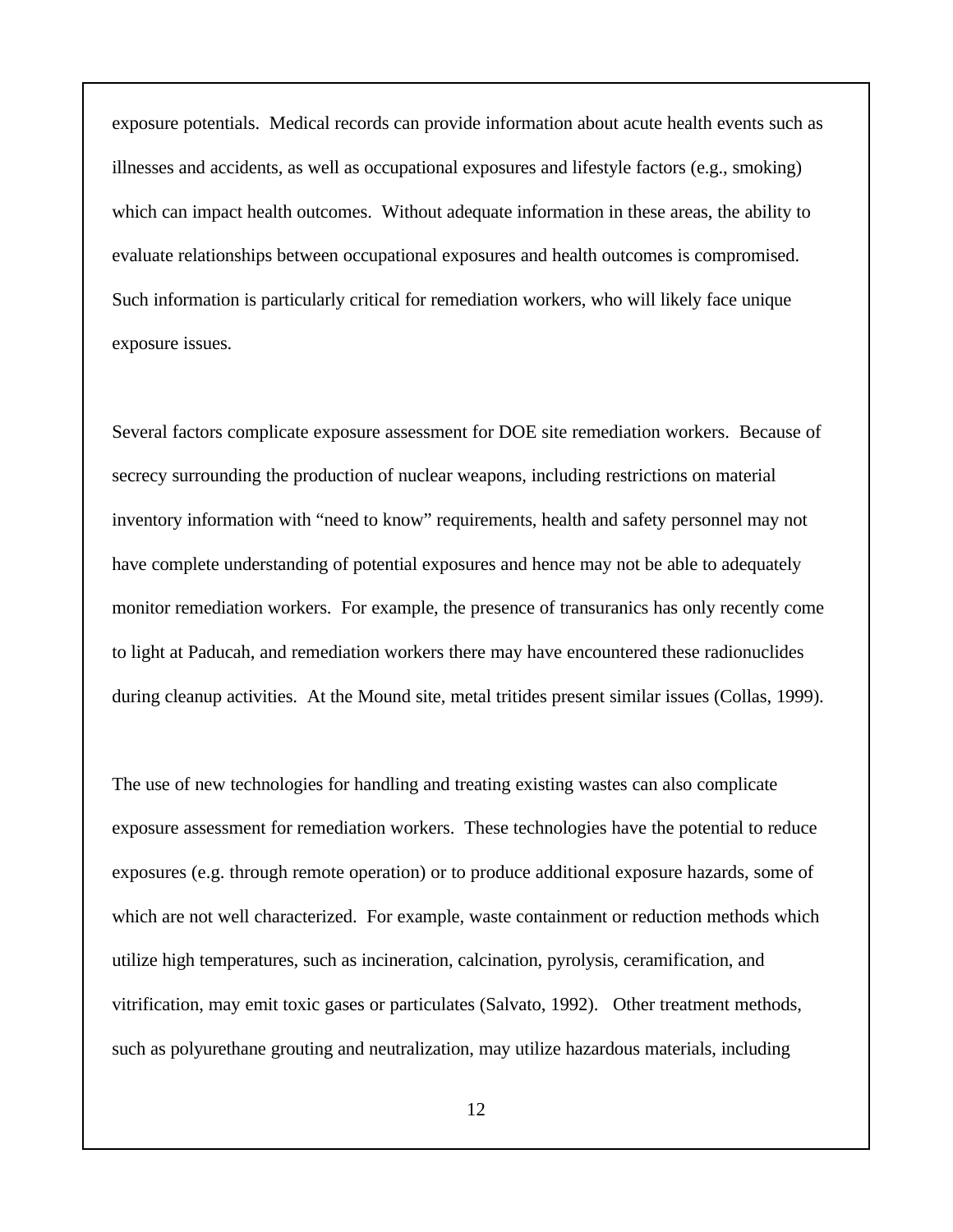exposure potentials. Medical records can provide information about acute health events such as illnesses and accidents, as well as occupational exposures and lifestyle factors (e.g., smoking) which can impact health outcomes. Without adequate information in these areas, the ability to evaluate relationships between occupational exposures and health outcomes is compromised. Such information is particularly critical for remediation workers, who will likely face unique exposure issues.

Several factors complicate exposure assessment for DOE site remediation workers. Because of secrecy surrounding the production of nuclear weapons, including restrictions on material inventory information with "need to know" requirements, health and safety personnel may not have complete understanding of potential exposures and hence may not be able to adequately monitor remediation workers. For example, the presence of transuranics has only recently come to light at Paducah, and remediation workers there may have encountered these radionuclides during cleanup activities. At the Mound site, metal tritides present similar issues (Collas, 1999).

The use of new technologies for handling and treating existing wastes can also complicate exposure assessment for remediation workers. These technologies have the potential to reduce exposures (e.g. through remote operation) or to produce additional exposure hazards, some of which are not well characterized. For example, waste containment or reduction methods which utilize high temperatures, such as incineration, calcination, pyrolysis, ceramification, and vitrification, may emit toxic gases or particulates (Salvato, 1992). Other treatment methods, such as polyurethane grouting and neutralization, may utilize hazardous materials, including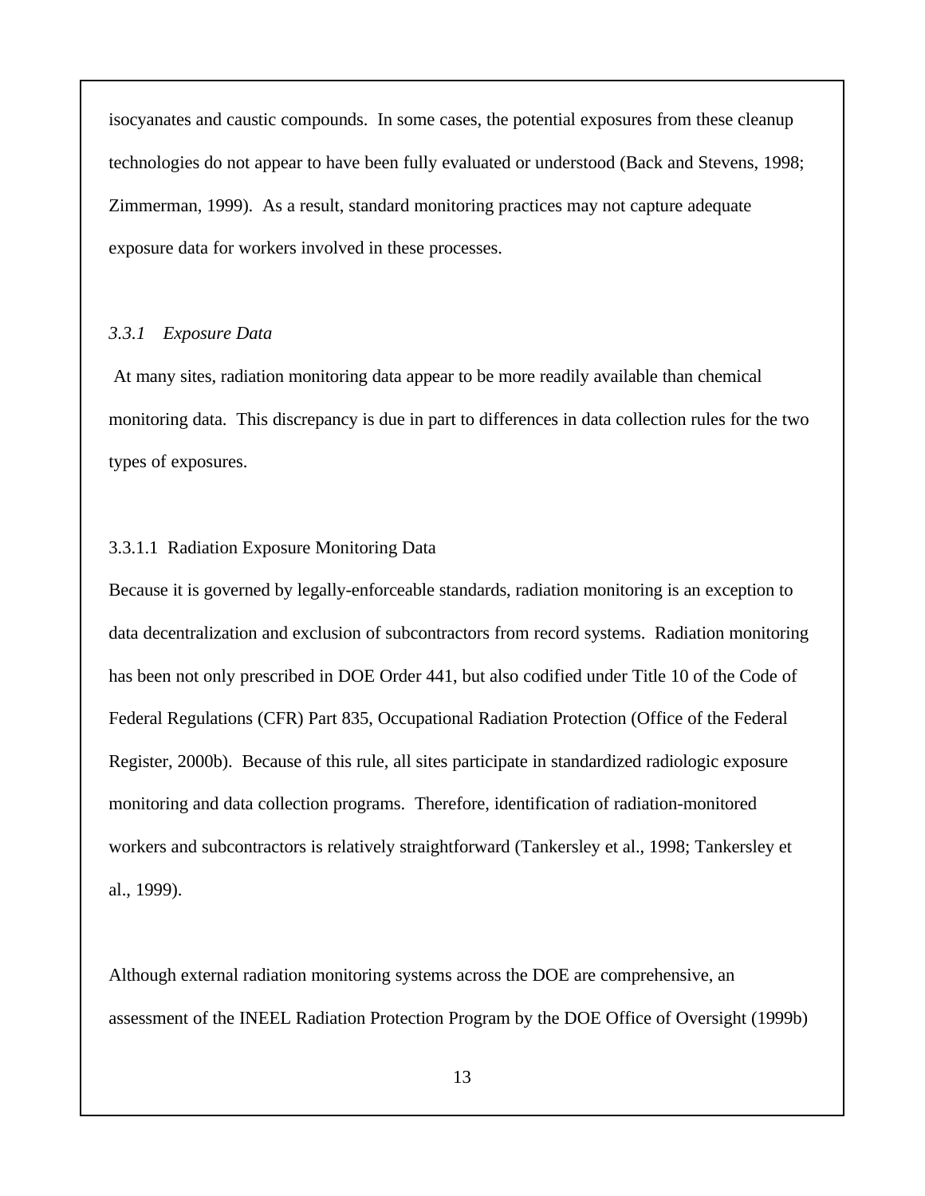isocyanates and caustic compounds. In some cases, the potential exposures from these cleanup technologies do not appear to have been fully evaluated or understood (Back and Stevens, 1998; Zimmerman, 1999). As a result, standard monitoring practices may not capture adequate exposure data for workers involved in these processes.

### *3.3.1 Exposure Data*

At many sites, radiation monitoring data appear to be more readily available than chemical monitoring data. This discrepancy is due in part to differences in data collection rules for the two types of exposures.

#### 3.3.1.1 Radiation Exposure Monitoring Data

Because it is governed by legally-enforceable standards, radiation monitoring is an exception to data decentralization and exclusion of subcontractors from record systems. Radiation monitoring has been not only prescribed in DOE Order 441, but also codified under Title 10 of the Code of Federal Regulations (CFR) Part 835, Occupational Radiation Protection (Office of the Federal Register, 2000b). Because of this rule, all sites participate in standardized radiologic exposure monitoring and data collection programs. Therefore, identification of radiation-monitored workers and subcontractors is relatively straightforward (Tankersley et al., 1998; Tankersley et al., 1999).

Although external radiation monitoring systems across the DOE are comprehensive, an assessment of the INEEL Radiation Protection Program by the DOE Office of Oversight (1999b)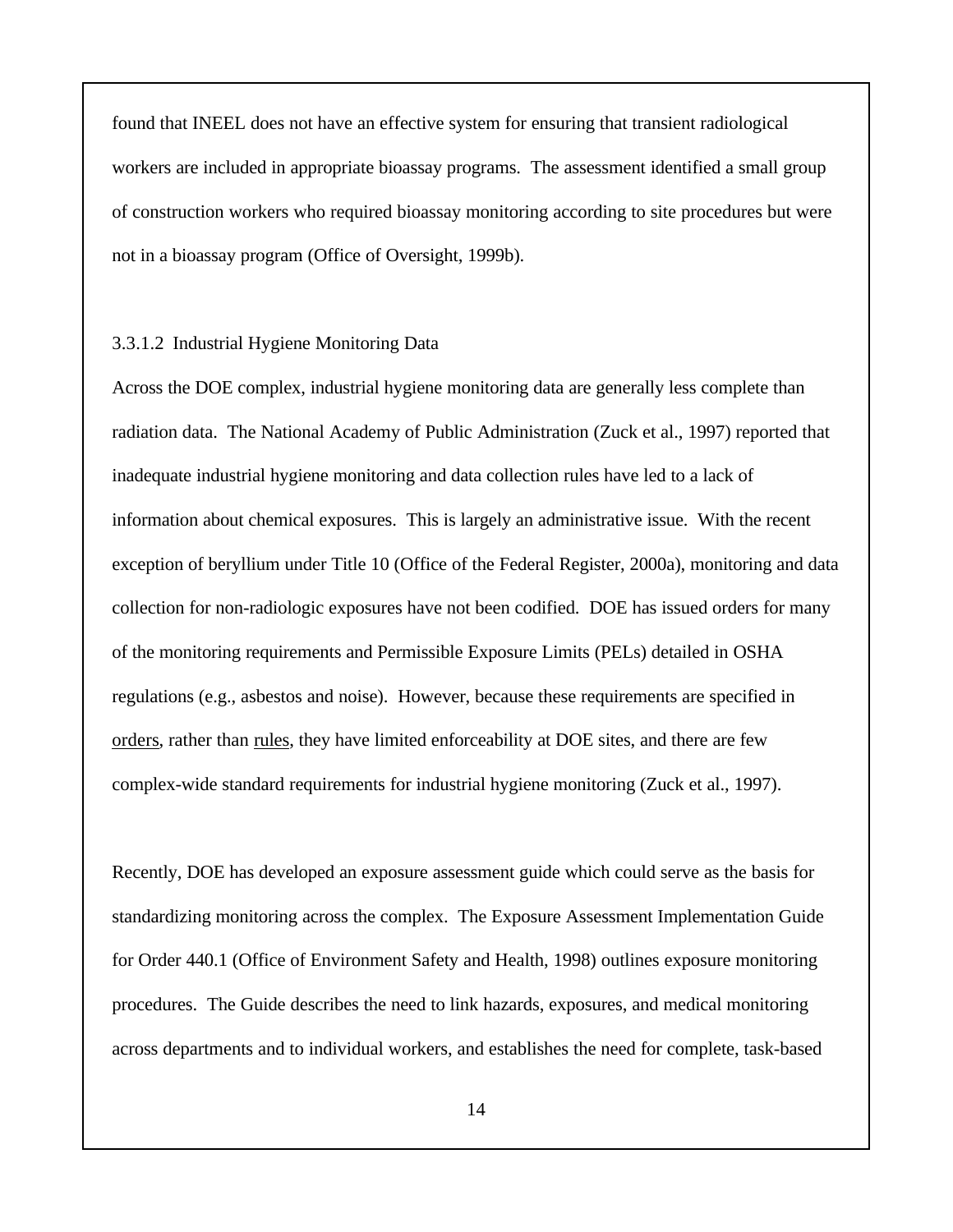found that INEEL does not have an effective system for ensuring that transient radiological workers are included in appropriate bioassay programs. The assessment identified a small group of construction workers who required bioassay monitoring according to site procedures but were not in a bioassay program (Office of Oversight, 1999b).

### 3.3.1.2 Industrial Hygiene Monitoring Data

Across the DOE complex, industrial hygiene monitoring data are generally less complete than radiation data. The National Academy of Public Administration (Zuck et al., 1997) reported that inadequate industrial hygiene monitoring and data collection rules have led to a lack of information about chemical exposures. This is largely an administrative issue. With the recent exception of beryllium under Title 10 (Office of the Federal Register, 2000a), monitoring and data collection for non-radiologic exposures have not been codified. DOE has issued orders for many of the monitoring requirements and Permissible Exposure Limits (PELs) detailed in OSHA regulations (e.g., asbestos and noise). However, because these requirements are specified in <u>orders</u>, rather than <u>rules</u>, they have limited enforceability at DOE sites, and there are few complex-wide standard requirements for industrial hygiene monitoring (Zuck et al., 1997).

Recently, DOE has developed an exposure assessment guide which could serve as the basis for standardizing monitoring across the complex. The Exposure Assessment Implementation Guide for Order 440.1 (Office of Environment Safety and Health, 1998) outlines exposure monitoring procedures. The Guide describes the need to link hazards, exposures, and medical monitoring across departments and to individual workers, and establishes the need for complete, task-based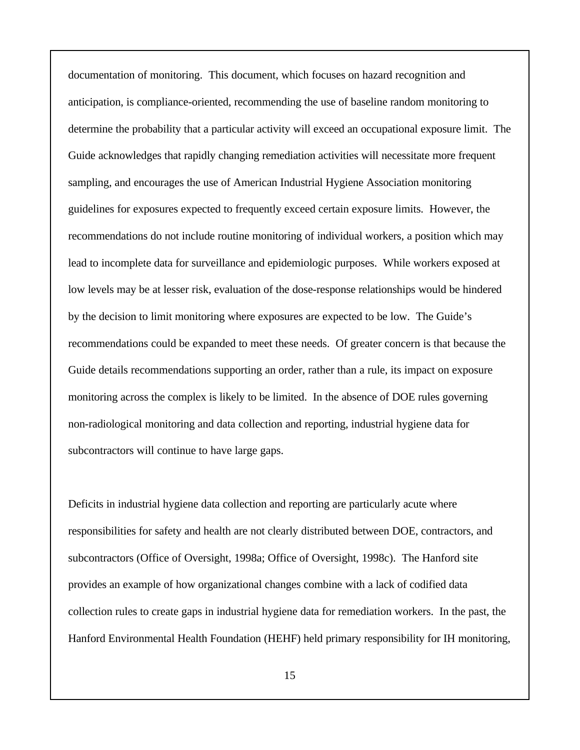documentation of monitoring. This document, which focuses on hazard recognition and anticipation, is compliance-oriented, recommending the use of baseline random monitoring to determine the probability that a particular activity will exceed an occupational exposure limit. The Guide acknowledges that rapidly changing remediation activities will necessitate more frequent sampling, and encourages the use of American Industrial Hygiene Association monitoring guidelines for exposures expected to frequently exceed certain exposure limits. However, the recommendations do not include routine monitoring of individual workers, a position which may lead to incomplete data for surveillance and epidemiologic purposes. While workers exposed at low levels may be at lesser risk, evaluation of the dose-response relationships would be hindered by the decision to limit monitoring where exposures are expected to be low. The Guide's recommendations could be expanded to meet these needs. Of greater concern is that because the Guide details recommendations supporting an order, rather than a rule, its impact on exposure monitoring across the complex is likely to be limited. In the absence of DOE rules governing non-radiological monitoring and data collection and reporting, industrial hygiene data for subcontractors will continue to have large gaps.

Deficits in industrial hygiene data collection and reporting are particularly acute where responsibilities for safety and health are not clearly distributed between DOE, contractors, and subcontractors (Office of Oversight, 1998a; Office of Oversight, 1998c). The Hanford site provides an example of how organizational changes combine with a lack of codified data collection rules to create gaps in industrial hygiene data for remediation workers. In the past, the Hanford Environmental Health Foundation (HEHF) held primary responsibility for IH monitoring,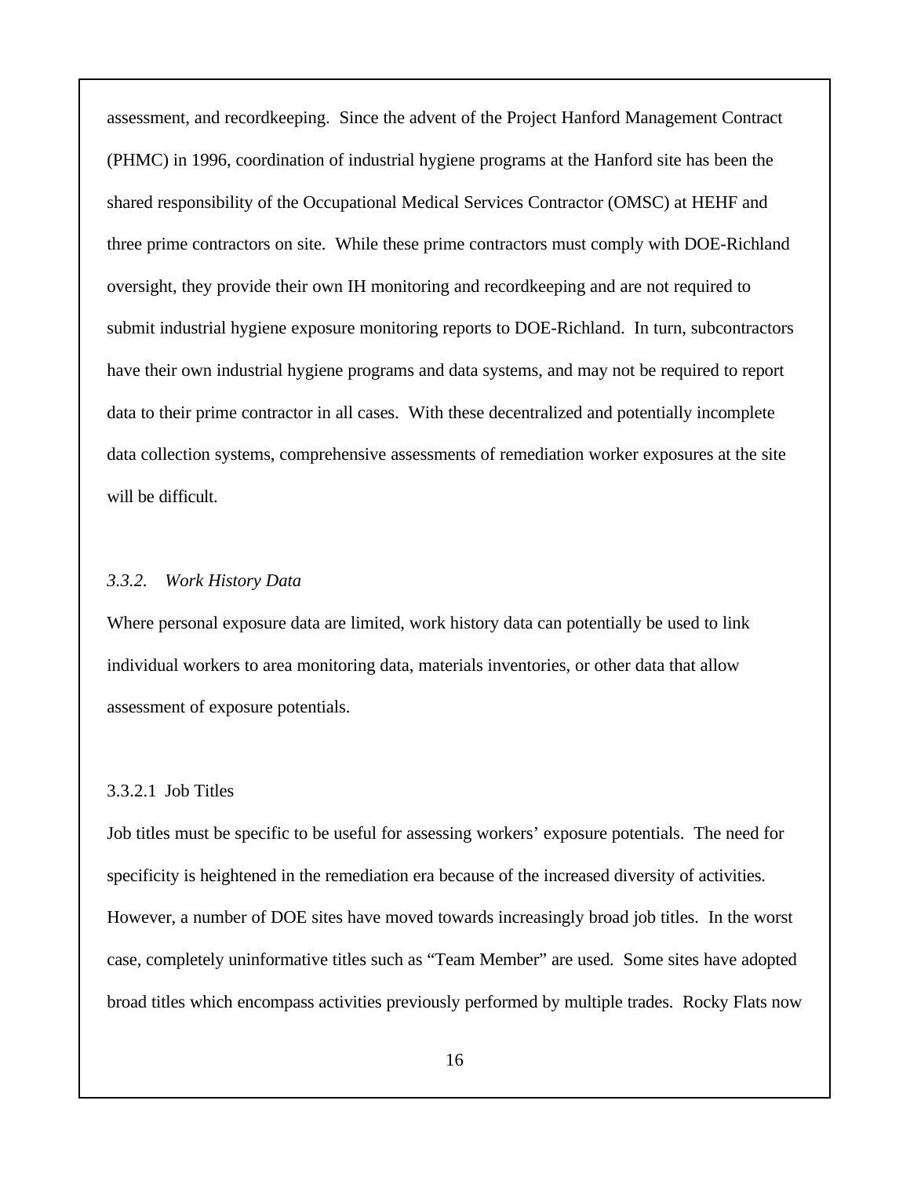assessment, and recordkeeping. Since the advent of the Project Hanford Management Contract (PHMC) in 1996, coordination of industrial hygiene programs at the Hanford site has been the shared responsibility of the Occupational Medical Services Contractor (OMSC) at HEHF and three prime contractors on site. While these prime contractors must comply with DOE-Richland oversight, they provide their own IH monitoring and recordkeeping and are not required to submit industrial hygiene exposure monitoring reports to DOE-Richland. In turn, subcontractors have their own industrial hygiene programs and data systems, and may not be required to report data to their prime contractor in all cases. With these decentralized and potentially incomplete data collection systems, comprehensive assessments of remediation worker exposures at the site will be difficult.

### *3.3.2. Work History Data*

Where personal exposure data are limited, work history data can potentially be used to link individual workers to area monitoring data, materials inventories, or other data that allow assessment of exposure potentials.

#### 3.3.2.1 Job Titles

Job titles must be specific to be useful for assessing workers' exposure potentials. The need for specificity is heightened in the remediation era because of the increased diversity of activities. However, a number of DOE sites have moved towards increasingly broad job titles. In the worst case, completely uninformative titles such as "Team Member" are used. Some sites have adopted broad titles which encompass activities previously performed by multiple trades. Rocky Flats now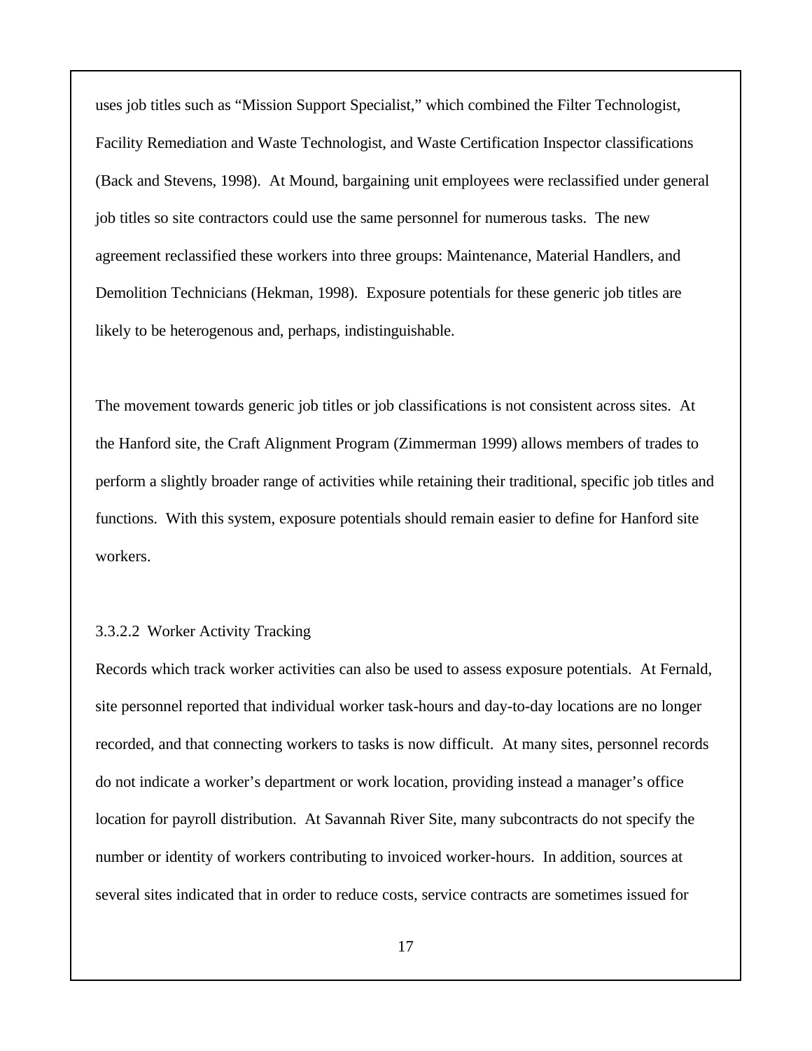uses job titles such as "Mission Support Specialist," which combined the Filter Technologist, Facility Remediation and Waste Technologist, and Waste Certification Inspector classifications (Back and Stevens, 1998). At Mound, bargaining unit employees were reclassified under general job titles so site contractors could use the same personnel for numerous tasks. The new agreement reclassified these workers into three groups: Maintenance, Material Handlers, and Demolition Technicians (Hekman, 1998). Exposure potentials for these generic job titles are likely to be heterogenous and, perhaps, indistinguishable.

The movement towards generic job titles or job classifications is not consistent across sites. At the Hanford site, the Craft Alignment Program (Zimmerman 1999) allows members of trades to perform a slightly broader range of activities while retaining their traditional, specific job titles and functions. With this system, exposure potentials should remain easier to define for Hanford site workers.

#### 3.3.2.2 Worker Activity Tracking

Records which track worker activities can also be used to assess exposure potentials. At Fernald, site personnel reported that individual worker task-hours and day-to-day locations are no longer recorded, and that connecting workers to tasks is now difficult. At many sites, personnel records do not indicate a worker's department or work location, providing instead a manager's office location for payroll distribution. At Savannah River Site, many subcontracts do not specify the number or identity of workers contributing to invoiced worker-hours. In addition, sources at several sites indicated that in order to reduce costs, service contracts are sometimes issued for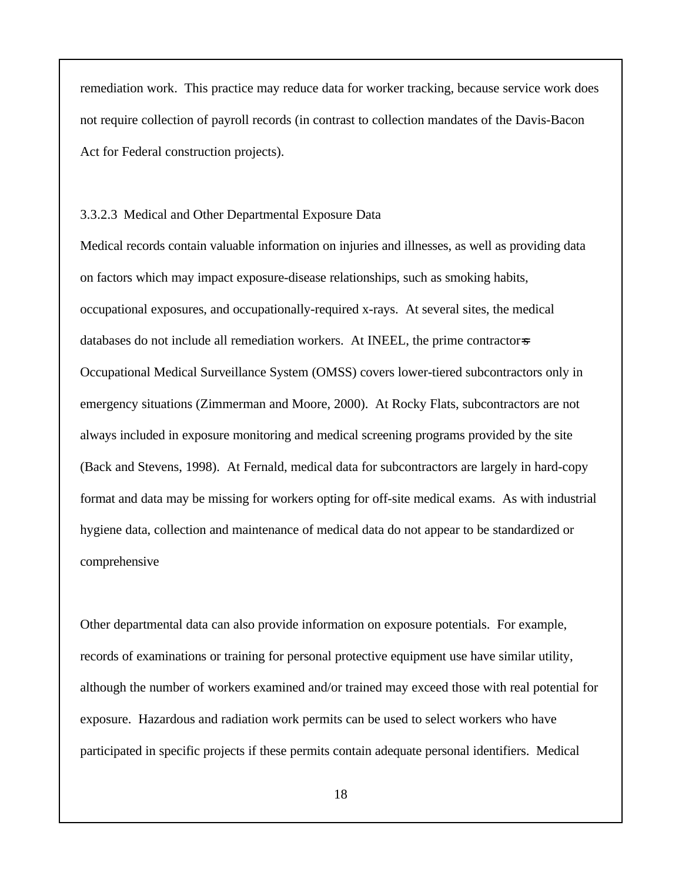remediation work. This practice may reduce data for worker tracking, because service work does not require collection of payroll records (in contrast to collection mandates of the Davis-Bacon Act for Federal construction projects).

#### 3.3.2.3 Medical and Other Departmental Exposure Data

Medical records contain valuable information on injuries and illnesses, as well as providing data on factors which may impact exposure-disease relationships, such as smoking habits, occupational exposures, and occupationally-required x-rays. At several sites, the medical databases do not include all remediation workers. At INEEL, the prime contractor's Occupational Medical Surveillance System (OMSS) covers lower-tiered subcontractors only in emergency situations (Zimmerman and Moore, 2000). At Rocky Flats, subcontractors are not always included in exposure monitoring and medical screening programs provided by the site (Back and Stevens, 1998). At Fernald, medical data for subcontractors are largely in hard-copy format and data may be missing for workers opting for off-site medical exams. As with industrial hygiene data, collection and maintenance of medical data do not appear to be standardized or comprehensive

Other departmental data can also provide information on exposure potentials. For example, records of examinations or training for personal protective equipment use have similar utility, although the number of workers examined and/or trained may exceed those with real potential for exposure. Hazardous and radiation work permits can be used to select workers who have participated in specific projects if these permits contain adequate personal identifiers. Medical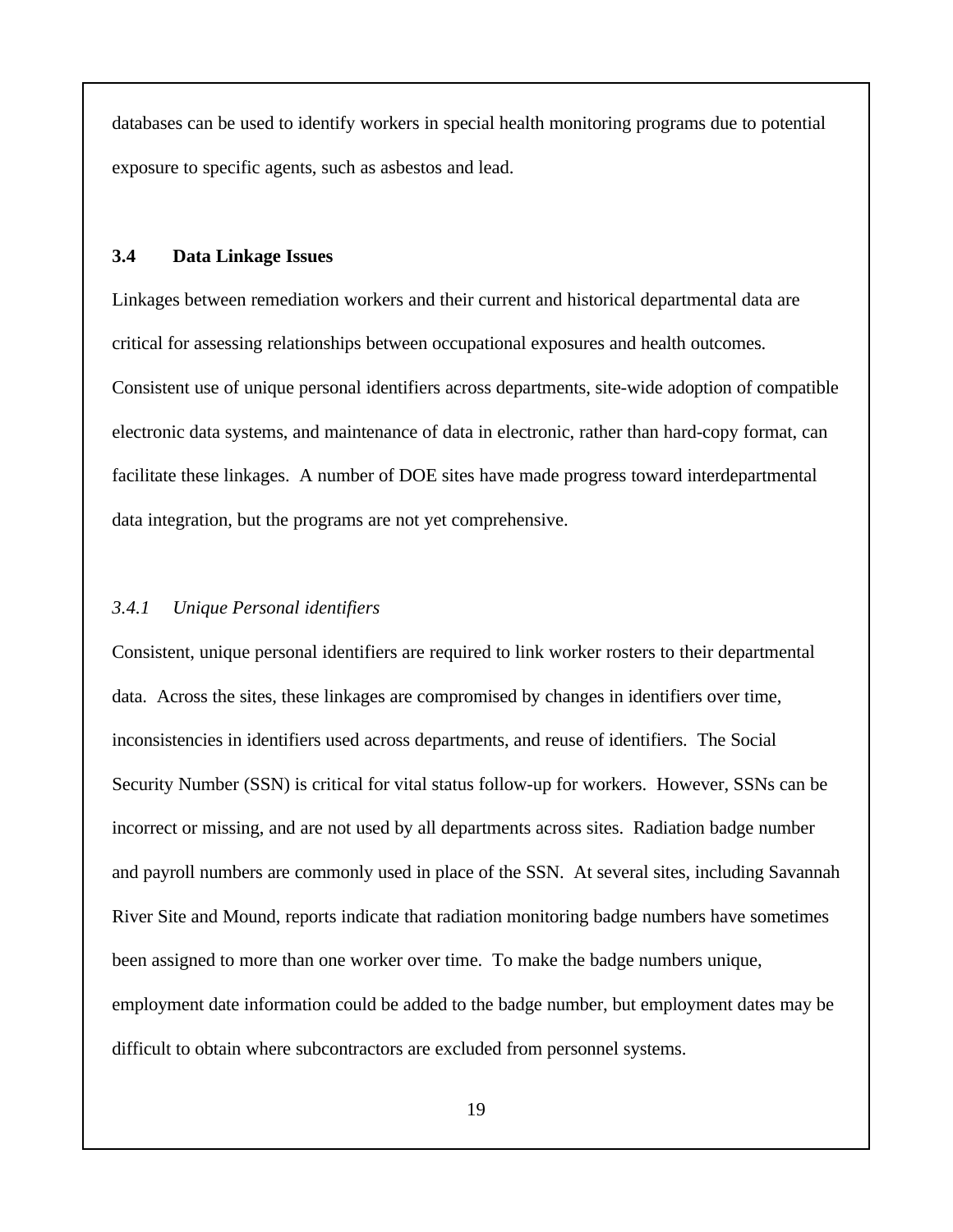databases can be used to identify workers in special health monitoring programs due to potential exposure to specific agents, such as asbestos and lead.

### 3.4 Data Linkage Issues

Linkages between remediation workers and their current and historical departmental data are critical for assessing relationships between occupational exposures and health outcomes. Consistent use of unique personal identifiers across departments, site-wide adoption of compatible electronic data systems, and maintenance of data in electronic, rather than hard-copy format, can facilitate these linkages. A number of DOE sites have made progress toward interdepartmental data integration, but the programs are not yet comprehensive.

#### *3.4.1 Unique Personal identifiers*

Consistent, unique personal identifiers are required to link worker rosters to their departmental data. Across the sites, these linkages are compromised by changes in identifiers over time, inconsistencies in identifiers used across departments, and reuse of identifiers. The Social Security Number (SSN) is critical for vital status follow-up for workers. However, SSNs can be incorrect or missing, and are not used by all departments across sites. Radiation badge number and payroll numbers are commonly used in place of the SSN. At several sites, including Savannah River Site and Mound, reports indicate that radiation monitoring badge numbers have sometimes been assigned to more than one worker over time. To make the badge numbers unique, employment date information could be added to the badge number, but employment dates may be difficult to obtain where subcontractors are excluded from personnel systems.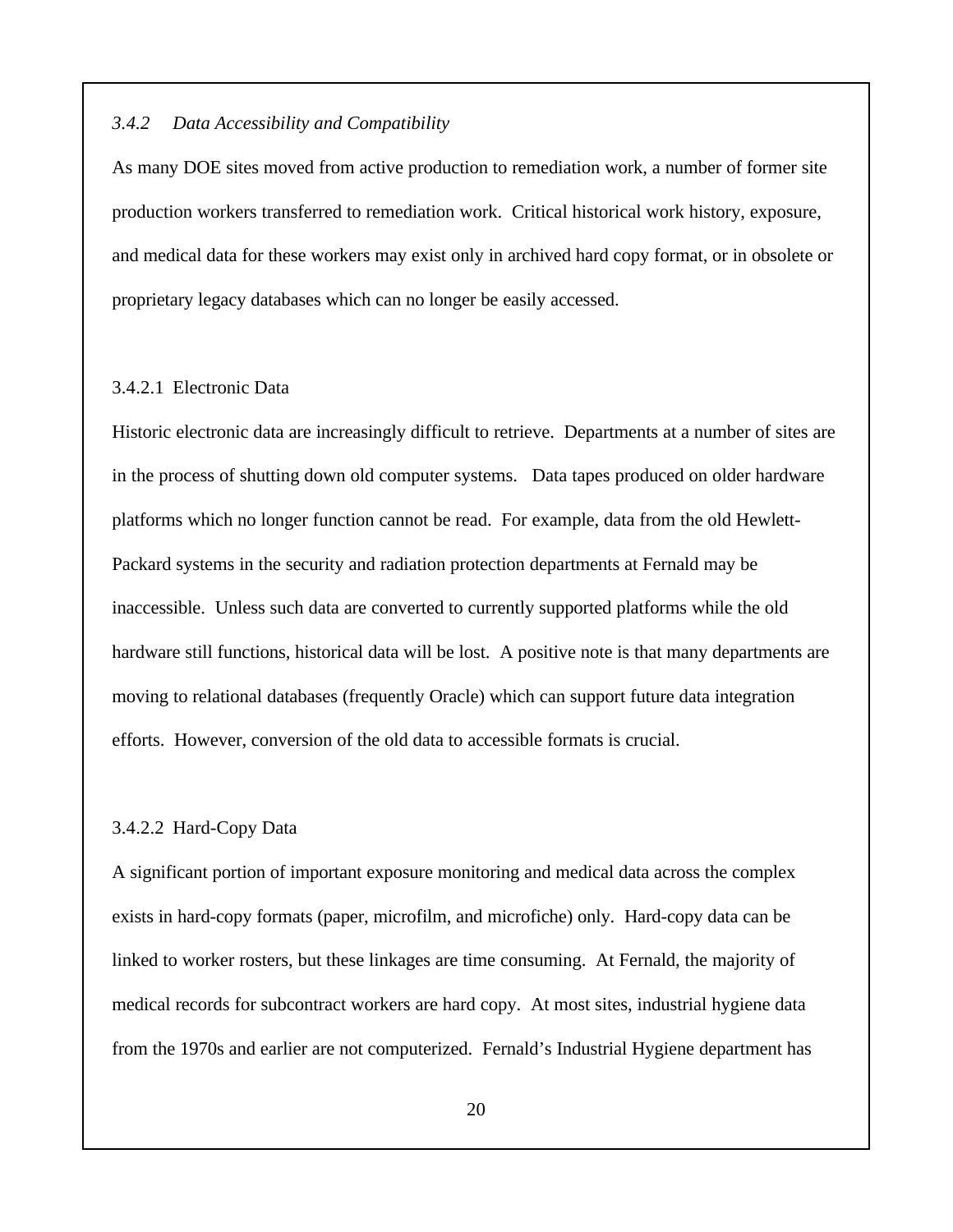### *3.4.2 Data Accessibility and Compatibility*

As many DOE sites moved from active production to remediation work, a number of former site production workers transferred to remediation work. Critical historical work history, exposure, and medical data for these workers may exist only in archived hard copy format, or in obsolete or proprietary legacy databases which can no longer be easily accessed.

#### 3.4.2.1 Electronic Data

Historic electronic data are increasingly difficult to retrieve. Departments at a number of sites are in the process of shutting down old computer systems. Data tapes produced on older hardware platforms which no longer function cannot be read. For example, data from the old Hewlett-Packard systems in the security and radiation protection departments at Fernald may be inaccessible. Unless such data are converted to currently supported platforms while the old hardware still functions, historical data will be lost. A positive note is that many departments are moving to relational databases (frequently Oracle) which can support future data integration efforts. However, conversion of the old data to accessible formats is crucial.

#### 3.4.2.2 Hard-Copy Data

A significant portion of important exposure monitoring and medical data across the complex exists in hard-copy formats (paper, microfilm, and microfiche) only. Hard-copy data can be linked to worker rosters, but these linkages are time consuming. At Fernald, the majority of medical records for subcontract workers are hard copy. At most sites, industrial hygiene data from the 1970s and earlier are not computerized. Fernald's Industrial Hygiene department has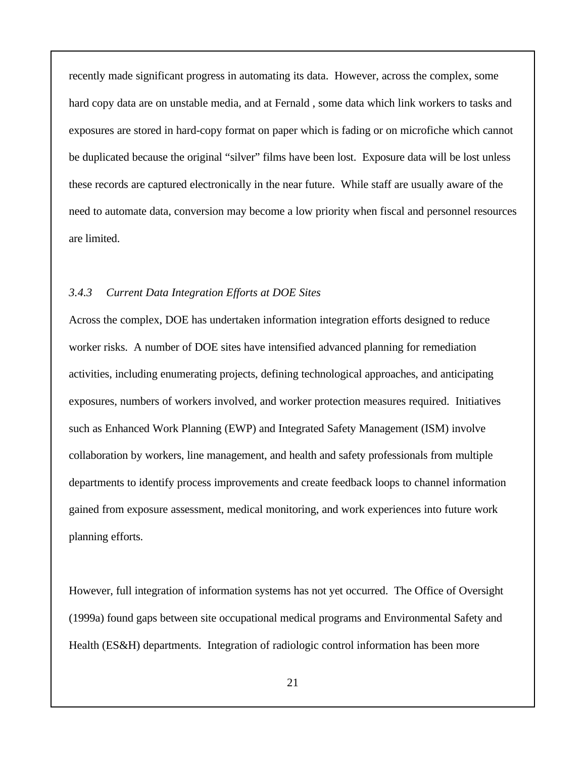recently made significant progress in automating its data. However, across the complex, some hard copy data are on unstable media, and at Fernald , some data which link workers to tasks and exposures are stored in hard-copy format on paper which is fading or on microfiche which cannot be duplicated because the original "silver" films have been lost. Exposure data will be lost unless these records are captured electronically in the near future. While staff are usually aware of the need to automate data, conversion may become a low priority when fiscal and personnel resources are limited.

### *3.4.3 Current Data Integration Efforts at DOE Sites*

Across the complex, DOE has undertaken information integration efforts designed to reduce worker risks. A number of DOE sites have intensified advanced planning for remediation activities, including enumerating projects, defining technological approaches, and anticipating exposures, numbers of workers involved, and worker protection measures required. Initiatives such as Enhanced Work Planning (EWP) and Integrated Safety Management (ISM) involve collaboration by workers, line management, and health and safety professionals from multiple departments to identify process improvements and create feedback loops to channel information gained from exposure assessment, medical monitoring, and work experiences into future work planning efforts.

However, full integration of information systems has not yet occurred. The Office of Oversight (1999a) found gaps between site occupational medical programs and Environmental Safety and Health (ES&H) departments. Integration of radiologic control information has been more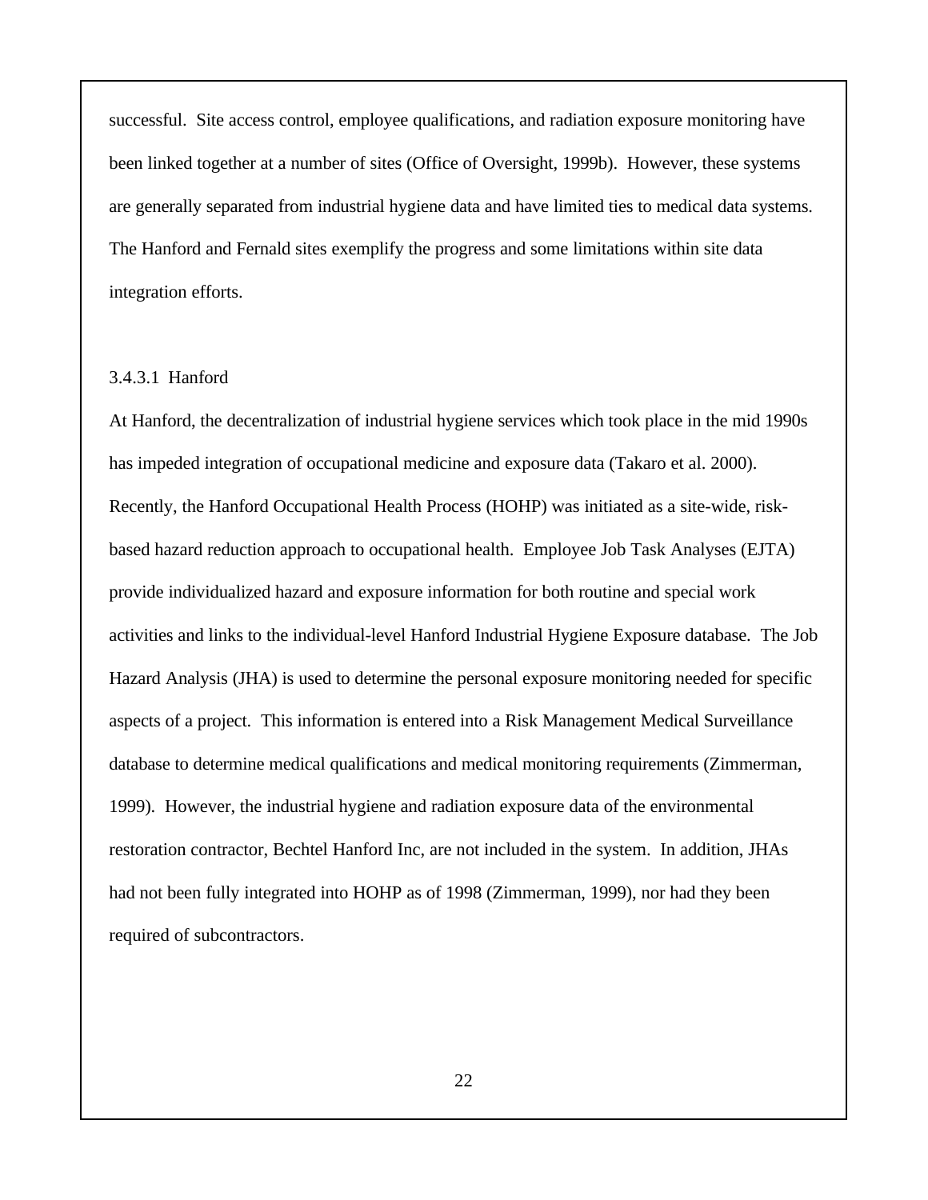successful. Site access control, employee qualifications, and radiation exposure monitoring have been linked together at a number of sites (Office of Oversight, 1999b). However, these systems are generally separated from industrial hygiene data and have limited ties to medical data systems. The Hanford and Fernald sites exemplify the progress and some limitations within site data integration efforts.

#### 3.4.3.1 Hanford

At Hanford, the decentralization of industrial hygiene services which took place in the mid 1990s has impeded integration of occupational medicine and exposure data (Takaro et al. 2000). Recently, the Hanford Occupational Health Process (HOHP) was initiated as a site-wide, risk-based hazard reduction approach to occupational health. Employee Job Task Analyses (EJTA) provide individualized hazard and exposure information for both routine and special work activities and links to the individual-level Hanford Industrial Hygiene Exposure database. The Job Hazard Analysis (JHA) is used to determine the personal exposure monitoring needed for specific aspects of a project. This information is entered into a Risk Management Medical Surveillance database to determine medical qualifications and medical monitoring requirements (Zimmerman, 1999). However, the industrial hygiene and radiation exposure data of the environmental restoration contractor, Bechtel Hanford Inc, are not included in the system. In addition, JHAs had not been fully integrated into HOHP as of 1998 (Zimmerman, 1999), nor had they been required of subcontractors.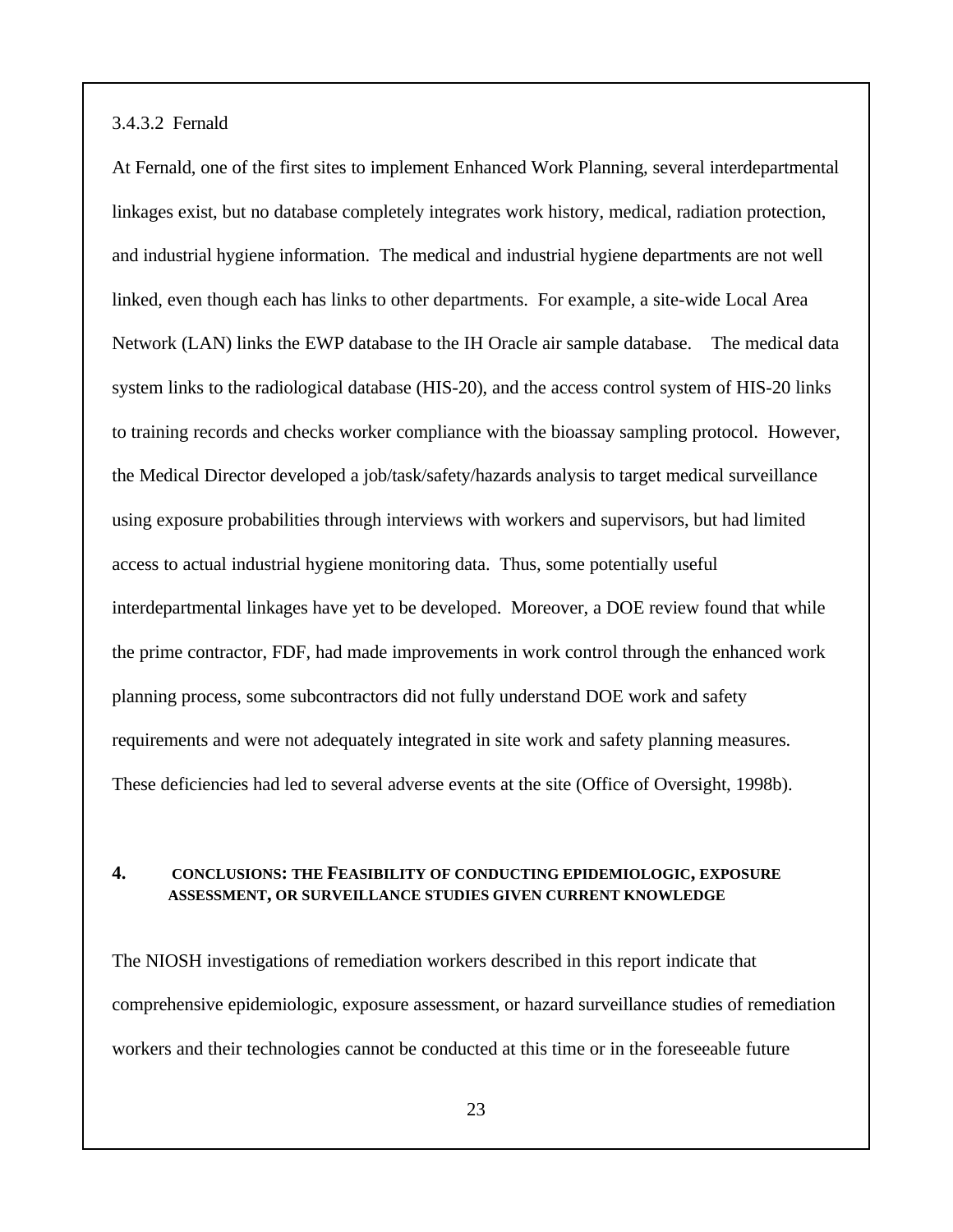#### 3.4.3.2 Fernald

At Fernald, one of the first sites to implement Enhanced Work Planning, several interdepartmental linkages exist, but no database completely integrates work history, medical, radiation protection, and industrial hygiene information. The medical and industrial hygiene departments are not well linked, even though each has links to other departments. For example, a site-wide Local Area Network (LAN) links the EWP database to the IH Oracle air sample database. The medical data system links to the radiological database (HIS-20), and the access control system of HIS-20 links to training records and checks worker compliance with the bioassay sampling protocol. However, the Medical Director developed a job/task/safety/hazards analysis to target medical surveillance using exposure probabilities through interviews with workers and supervisors, but had limited access to actual industrial hygiene monitoring data. Thus, some potentially useful interdepartmental linkages have yet to be developed. Moreover, a DOE review found that while the prime contractor, FDF, had made improvements in work control through the enhanced work planning process, some subcontractors did not fully understand DOE work and safety requirements and were not adequately integrated in site work and safety planning measures. These deficiencies had led to several adverse events at the site (Office of Oversight, 1998b).

## 4. CONCLUSIONS: THE FEASIBILITY OF CONDUCTING EPIDEMIOLOGIC, EXPOSURE ASSESSMENT, OR SURVEILLANCE STUDIES GIVEN CURRENT KNOWLEDGE

The NIOSH investigations of remediation workers described in this report indicate that comprehensive epidemiologic, exposure assessment, or hazard surveillance studies of remediation workers and their technologies cannot be conducted at this time or in the foreseeable future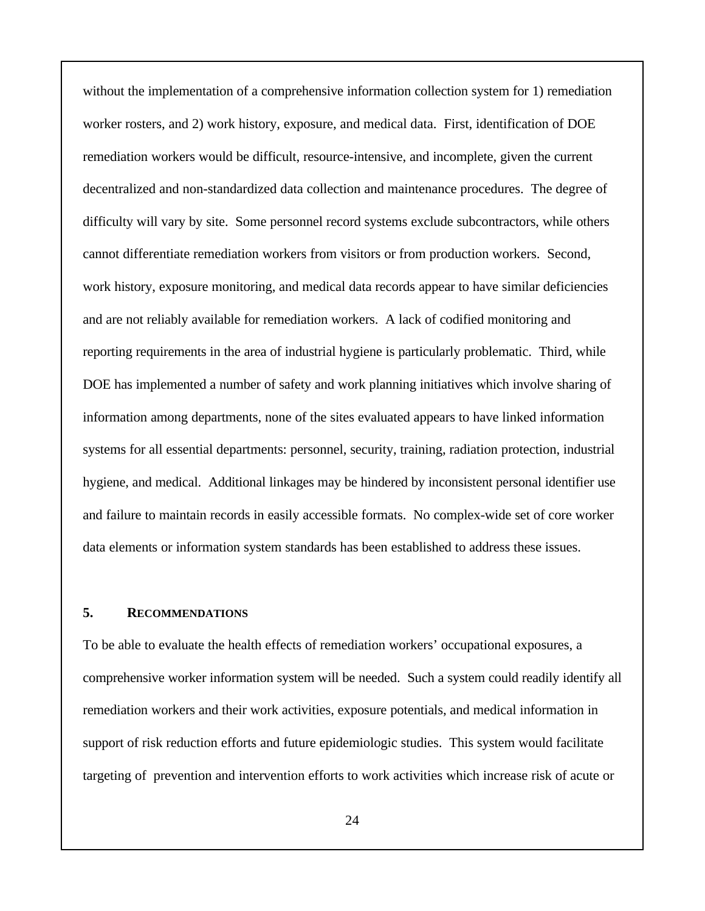without the implementation of a comprehensive information collection system for 1) remediation worker rosters, and 2) work history, exposure, and medical data. First, identification of DOE remediation workers would be difficult, resource-intensive, and incomplete, given the current decentralized and non-standardized data collection and maintenance procedures. The degree of difficulty will vary by site. Some personnel record systems exclude subcontractors, while others cannot differentiate remediation workers from visitors or from production workers. Second, work history, exposure monitoring, and medical data records appear to have similar deficiencies and are not reliably available for remediation workers. A lack of codified monitoring and reporting requirements in the area of industrial hygiene is particularly problematic. Third, while DOE has implemented a number of safety and work planning initiatives which involve sharing of information among departments, none of the sites evaluated appears to have linked information systems for all essential departments: personnel, security, training, radiation protection, industrial hygiene, and medical. Additional linkages may be hindered by inconsistent personal identifier use and failure to maintain records in easily accessible formats. No complex-wide set of core worker data elements or information system standards has been established to address these issues.

## 5. RECOMMENDATIONS

To be able to evaluate the health effects of remediation workers' occupational exposures, a comprehensive worker information system will be needed. Such a system could readily identify all remediation workers and their work activities, exposure potentials, and medical information in support of risk reduction efforts and future epidemiologic studies. This system would facilitate targeting of prevention and intervention efforts to work activities which increase risk of acute or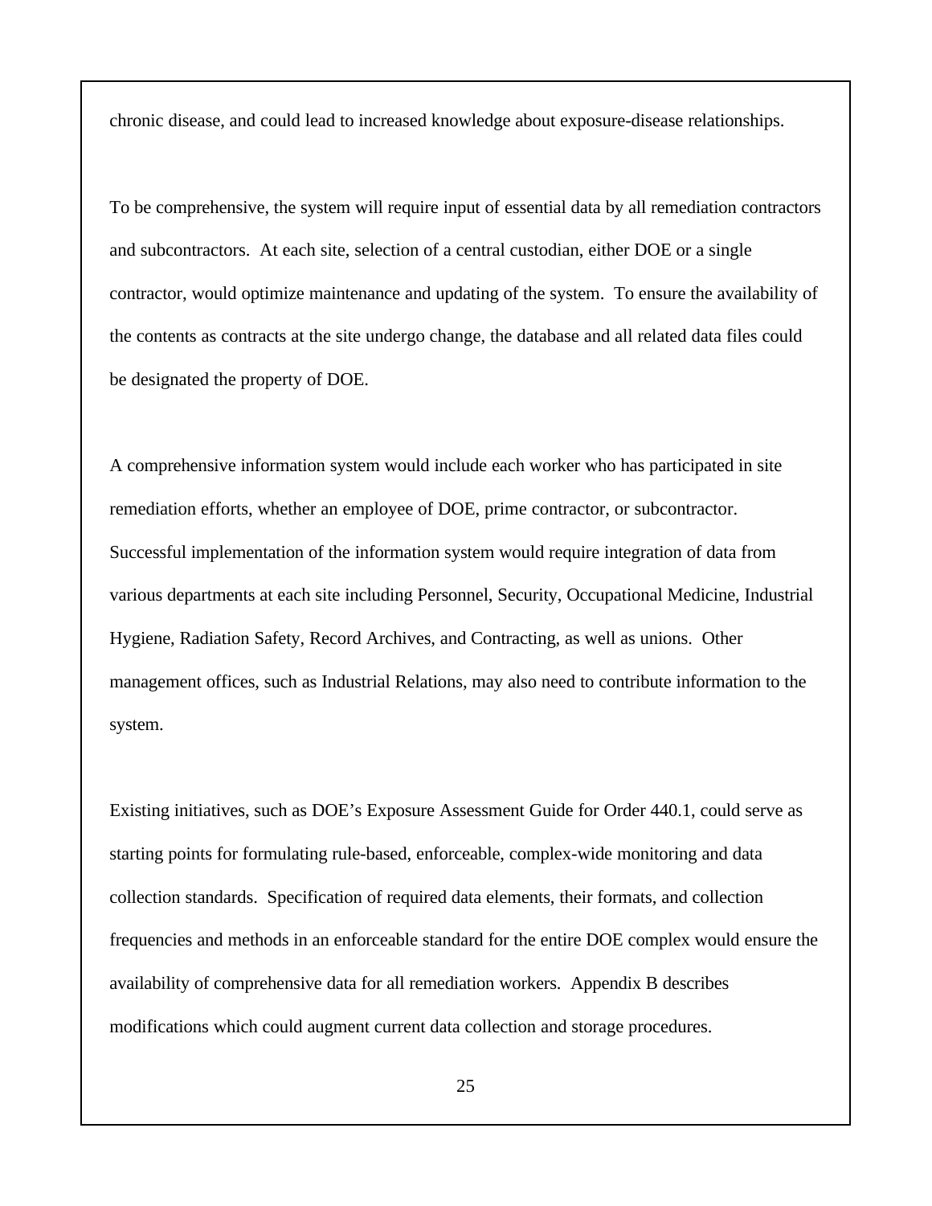chronic disease, and could lead to increased knowledge about exposure-disease relationships.

To be comprehensive, the system will require input of essential data by all remediation contractors and subcontractors. At each site, selection of a central custodian, either DOE or a single contractor, would optimize maintenance and updating of the system. To ensure the availability of the contents as contracts at the site undergo change, the database and all related data files could be designated the property of DOE.

A comprehensive information system would include each worker who has participated in site remediation efforts, whether an employee of DOE, prime contractor, or subcontractor. Successful implementation of the information system would require integration of data from various departments at each site including Personnel, Security, Occupational Medicine, Industrial Hygiene, Radiation Safety, Record Archives, and Contracting, as well as unions. Other management offices, such as Industrial Relations, may also need to contribute information to the system.

Existing initiatives, such as DOE's Exposure Assessment Guide for Order 440.1, could serve as starting points for formulating rule-based, enforceable, complex-wide monitoring and data collection standards. Specification of required data elements, their formats, and collection frequencies and methods in an enforceable standard for the entire DOE complex would ensure the availability of comprehensive data for all remediation workers. Appendix B describes modifications which could augment current data collection and storage procedures.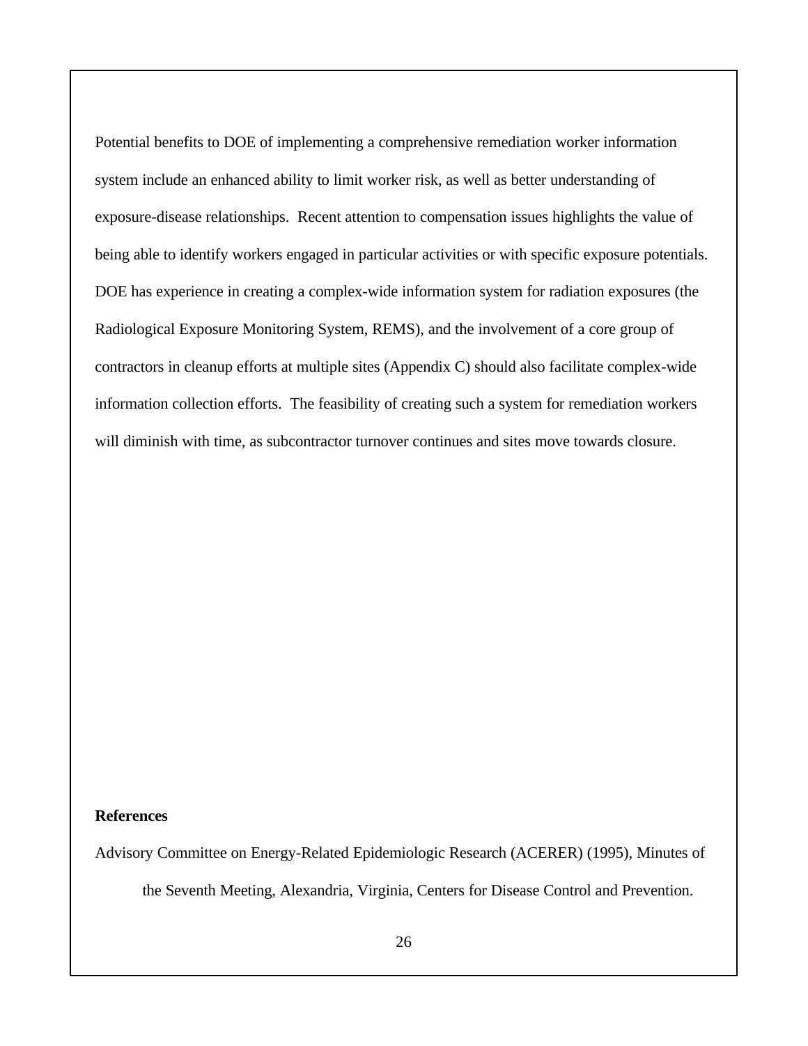Potential benefits to DOE of implementing a comprehensive remediation worker information system include an enhanced ability to limit worker risk, as well as better understanding of exposure-disease relationships. Recent attention to compensation issues highlights the value of being able to identify workers engaged in particular activities or with specific exposure potentials. DOE has experience in creating a complex-wide information system for radiation exposures (the Radiological Exposure Monitoring System, REMS), and the involvement of a core group of contractors in cleanup efforts at multiple sites (Appendix C) should also facilitate complex-wide information collection efforts. The feasibility of creating such a system for remediation workers will diminish with time, as subcontractor turnover continues and sites move towards closure.

**References**

Advisory Committee on Energy-Related Epidemiologic Research (ACERER) (1995), Minutes of the Seventh Meeting, Alexandria, Virginia, Centers for Disease Control and Prevention.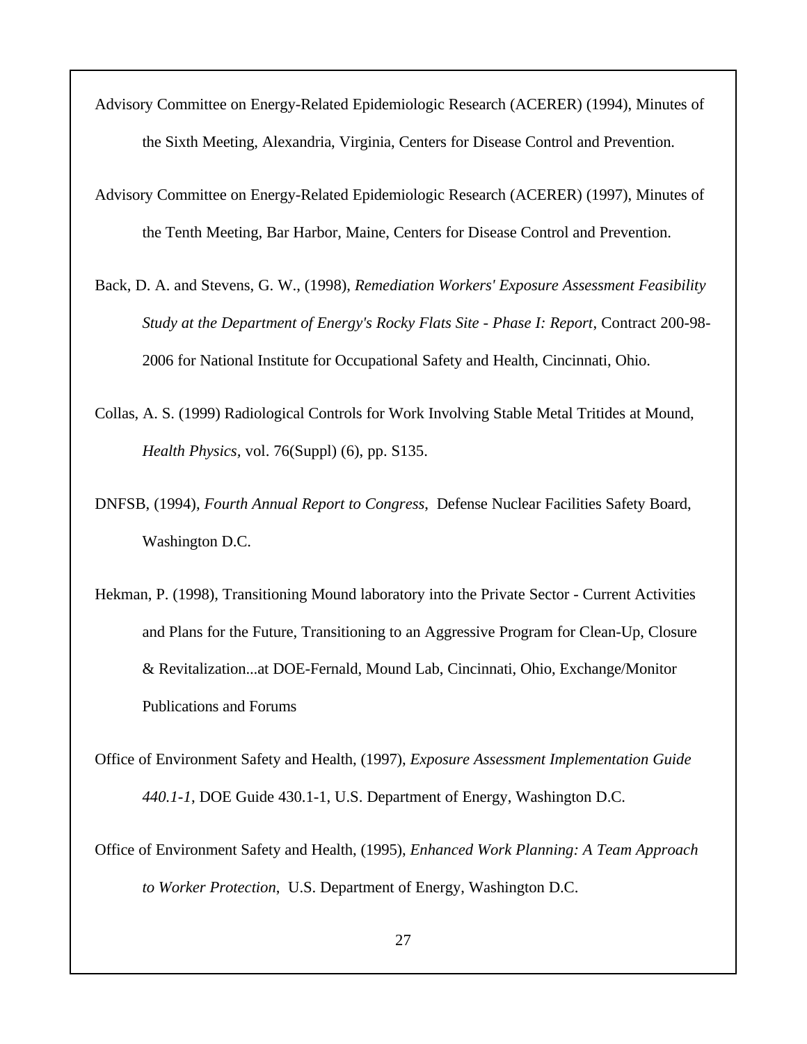Advisory Committee on Energy-Related Epidemiologic Research (ACERER) (1994), Minutes of the Sixth Meeting, Alexandria, Virginia, Centers for Disease Control and Prevention.

Advisory Committee on Energy-Related Epidemiologic Research (ACERER) (1997), Minutes of the Tenth Meeting, Bar Harbor, Maine, Centers for Disease Control and Prevention.

Back, D. A. and Stevens, G. W., (1998), *Remediation Workers' Exposure Assessment Feasibility Study at the Department of Energy's Rocky Flats Site - Phase I: Report*, Contract 200-98-2006 for National Institute for Occupational Safety and Health, Cincinnati, Ohio.

Collas, A. S. (1999) Radiological Controls for Work Involving Stable Metal Tritides at Mound, *Health Physics*, vol. 76(Suppl) (6), pp. S135.

DNFSB, (1994), *Fourth Annual Report to Congress*, Defense Nuclear Facilities Safety Board, Washington D.C.

Hekman, P. (1998), Transitioning Mound laboratory into the Private Sector - Current Activities and Plans for the Future, Transitioning to an Aggressive Program for Clean-Up, Closure & Revitalization...at DOE-Fernald, Mound Lab, Cincinnati, Ohio, Exchange/Monitor Publications and Forums

Office of Environment Safety and Health, (1997), *Exposure Assessment Implementation Guide 440.1-1*, DOE Guide 430.1-1, U.S. Department of Energy, Washington D.C.

Office of Environment Safety and Health, (1995), *Enhanced Work Planning: A Team Approach to Worker Protection*, U.S. Department of Energy, Washington D.C.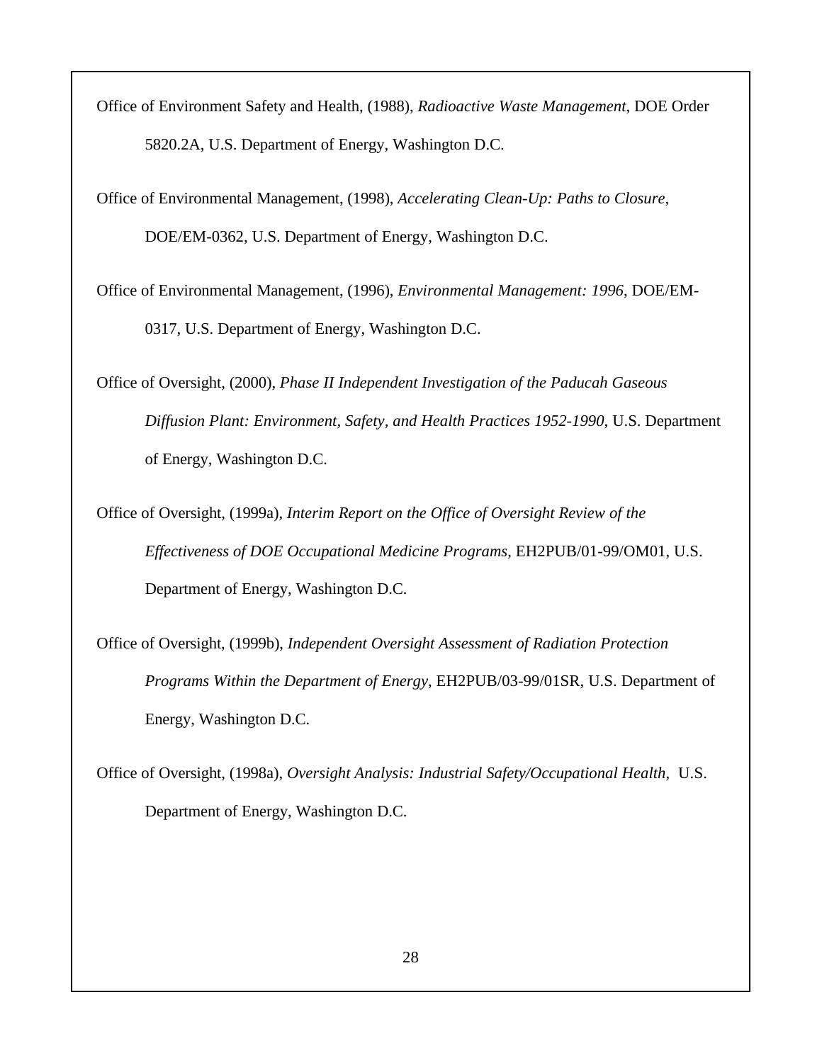Office of Environment Safety and Health, (1988), *Radioactive Waste Management*, DOE Order 5820.2A, U.S. Department of Energy, Washington D.C.

Office of Environmental Management, (1998), *Accelerating Clean-Up: Paths to Closure*, DOE/EM-0362, U.S. Department of Energy, Washington D.C.

Office of Environmental Management, (1996), *Environmental Management: 1996*, DOE/EM-0317, U.S. Department of Energy, Washington D.C.

Office of Oversight, (2000), *Phase II Independent Investigation of the Paducah Gaseous Diffusion Plant: Environment, Safety, and Health Practices 1952-1990*, U.S. Department of Energy, Washington D.C.

Office of Oversight, (1999a), *Interim Report on the Office of Oversight Review of the Effectiveness of DOE Occupational Medicine Programs*, EH2PUB/01-99/OM01, U.S. Department of Energy, Washington D.C.

Office of Oversight, (1999b), *Independent Oversight Assessment of Radiation Protection Programs Within the Department of Energy*, EH2PUB/03-99/01SR, U.S. Department of Energy, Washington D.C.

Office of Oversight, (1998a), *Oversight Analysis: Industrial Safety/Occupational Health*, U.S. Department of Energy, Washington D.C.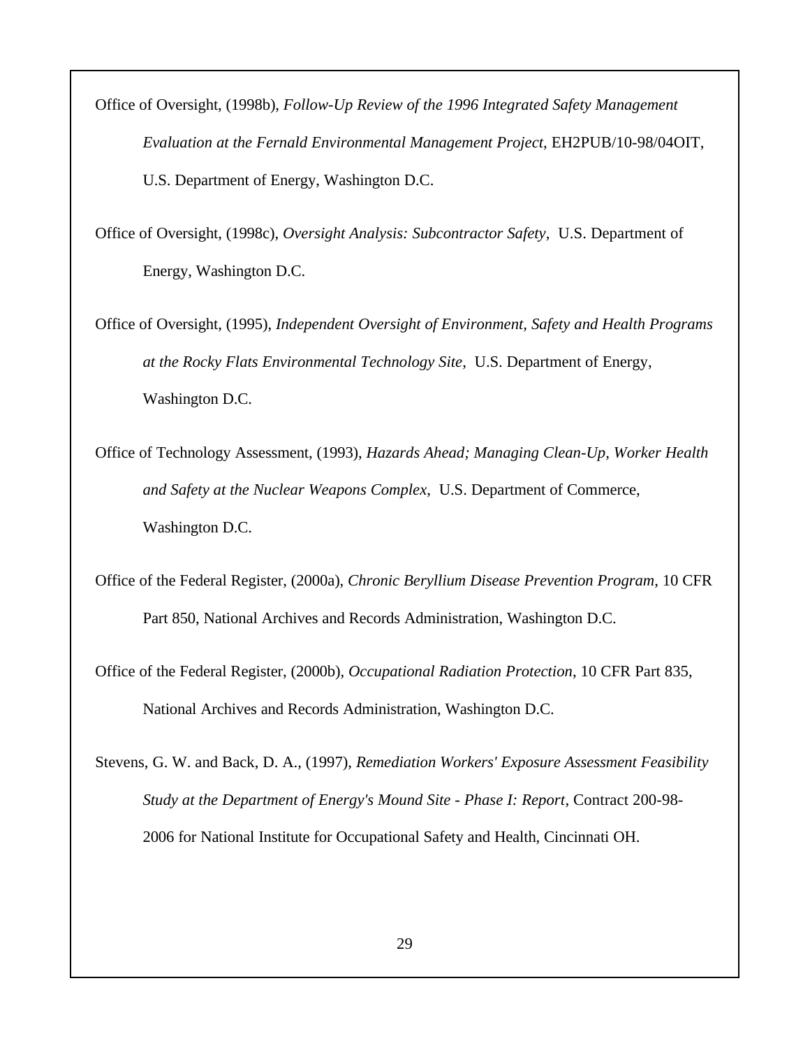Office of Oversight, (1998b), *Follow-Up Review of the 1996 Integrated Safety Management Evaluation at the Fernald Environmental Management Project*, EH2PUB/10-98/04OIT, U.S. Department of Energy, Washington D.C.

Office of Oversight, (1998c), *Oversight Analysis: Subcontractor Safety*, U.S. Department of Energy, Washington D.C.

Office of Oversight, (1995), *Independent Oversight of Environment, Safety and Health Programs at the Rocky Flats Environmental Technology Site*, U.S. Department of Energy, Washington D.C.

Office of Technology Assessment, (1993), *Hazards Ahead; Managing Clean-Up, Worker Health and Safety at the Nuclear Weapons Complex*, U.S. Department of Commerce, Washington D.C.

Office of the Federal Register, (2000a), *Chronic Beryllium Disease Prevention Program*, 10 CFR Part 850, National Archives and Records Administration, Washington D.C.

Office of the Federal Register, (2000b), *Occupational Radiation Protection*, 10 CFR Part 835, National Archives and Records Administration, Washington D.C.

Stevens, G. W. and Back, D. A., (1997), *Remediation Workers' Exposure Assessment Feasibility Study at the Department of Energy's Mound Site - Phase I: Report*, Contract 200-98-2006 for National Institute for Occupational Safety and Health, Cincinnati OH.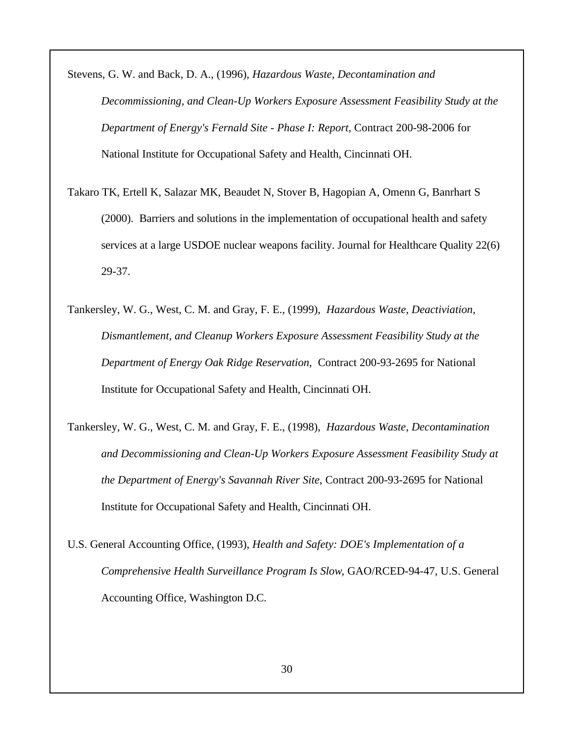Stevens, G. W. and Back, D. A., (1996), *Hazardous Waste, Decontamination and Decommissioning, and Clean-Up Workers Exposure Assessment Feasibility Study at the Department of Energy's Fernald Site - Phase I: Report*, Contract 200-98-2006 for National Institute for Occupational Safety and Health, Cincinnati OH.

Takaro TK, Ertell K, Salazar MK, Beaudet N, Stover B, Hagopian A, Omenn G, Banrhart S (2000). Barriers and solutions in the implementation of occupational health and safety services at a large USDOE nuclear weapons facility. Journal for Healthcare Quality 22(6) 29-37.

Tankersley, W. G., West, C. M. and Gray, F. E., (1999), *Hazardous Waste, Deactiviation, Dismantlement, and Cleanup Workers Exposure Assessment Feasibility Study at the Department of Energy Oak Ridge Reservation*, Contract 200-93-2695 for National Institute for Occupational Safety and Health, Cincinnati OH.

Tankersley, W. G., West, C. M. and Gray, F. E., (1998), *Hazardous Waste, Decontamination and Decommissioning and Clean-Up Workers Exposure Assessment Feasibility Study at the Department of Energy's Savannah River Site*, Contract 200-93-2695 for National Institute for Occupational Safety and Health, Cincinnati OH.

U.S. General Accounting Office, (1993), *Health and Safety: DOE's Implementation of a Comprehensive Health Surveillance Program Is Slow*, GAO/RCED-94-47, U.S. General Accounting Office, Washington D.C.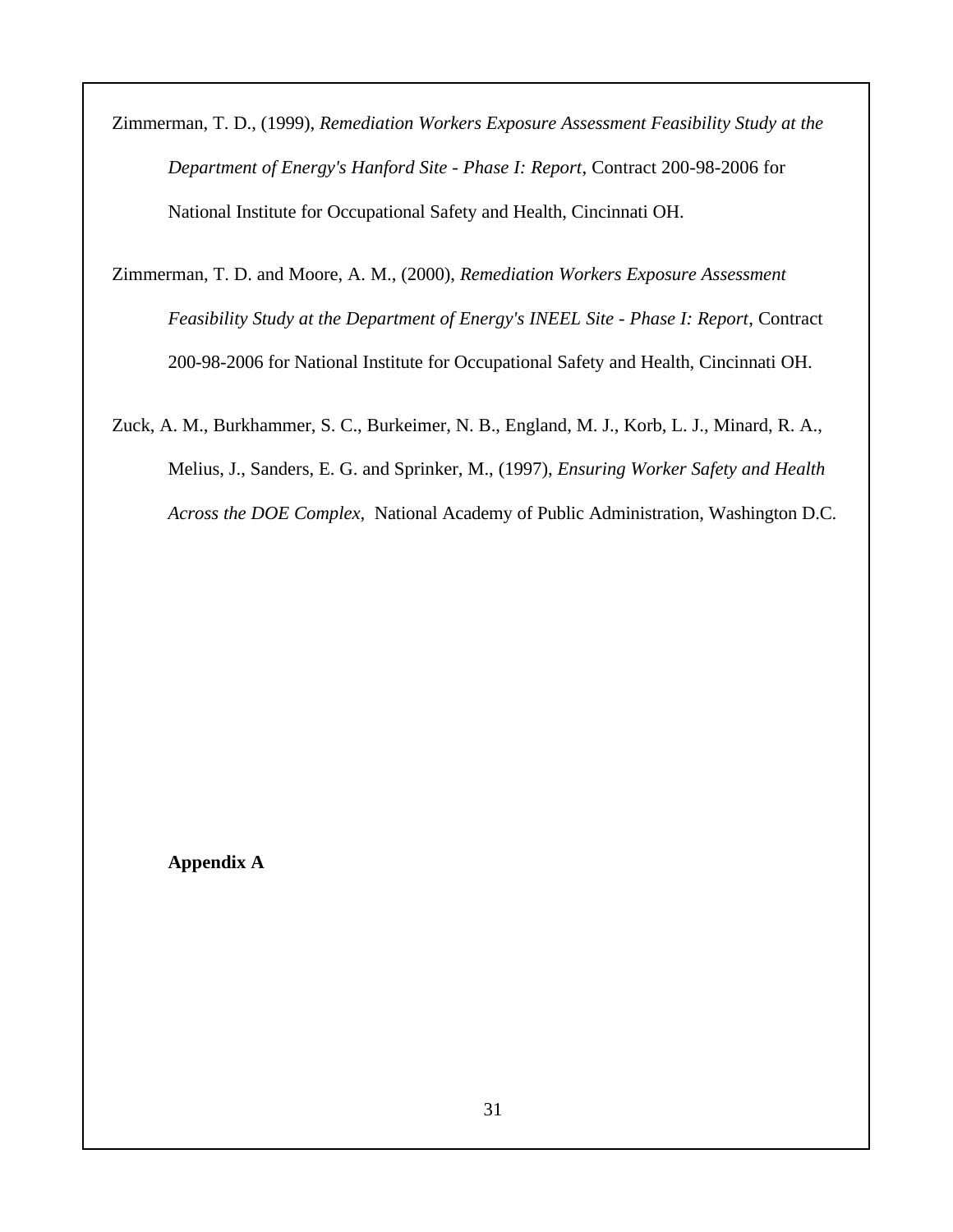Zimmerman, T. D., (1999), *Remediation Workers Exposure Assessment Feasibility Study at the Department of Energy's Hanford Site - Phase I: Report*, Contract 200-98-2006 for National Institute for Occupational Safety and Health, Cincinnati OH.

Zimmerman, T. D. and Moore, A. M., (2000), *Remediation Workers Exposure Assessment Feasibility Study at the Department of Energy's INEEL Site - Phase I: Report*, Contract 200-98-2006 for National Institute for Occupational Safety and Health, Cincinnati OH.

Zuck, A. M., Burkhammer, S. C., Burkeimer, N. B., England, M. J., Korb, L. J., Minard, R. A., Melius, J., Sanders, E. G. and Sprinker, M., (1997), *Ensuring Worker Safety and Health Across the DOE Complex*, National Academy of Public Administration, Washington D.C.

**Appendix A**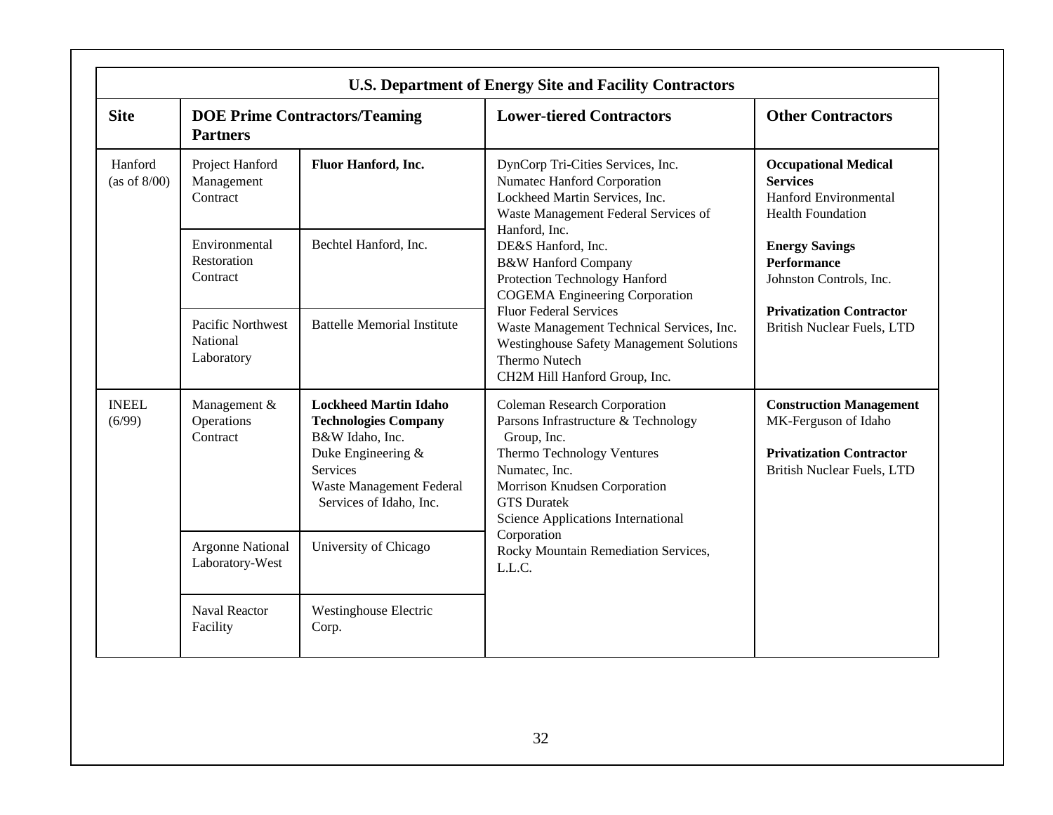| U.S. Department of Energy Site and Facility Contractors | | | | |
|---|---|---|---|---|
| **Site** | **DOE Prime Contractors/Teaming Partners** | | **Lower-tiered Contractors** | **Other Contractors** |
| Hanford (as of 8/00) | Project Hanford Management Contract | **Fluor Hanford, Inc.** | DynCorp Tri-Cities Services, Inc.<br>Numatec Hanford Corporation<br>Lockheed Martin Services, Inc.<br>Waste Management Federal Services of Hanford, Inc.<br>DE&S Hanford, Inc.<br>B&W Hanford Company<br>Protection Technology Hanford<br>COGEMA Engineering Corporation<br>Fluor Federal Services<br>Waste Management Technical Services, Inc.<br>Westinghouse Safety Management Solutions<br>Thermo Nutech<br>CH2M Hill Hanford Group, Inc. | **Occupational Medical Services**<br>Hanford Environmental Health Foundation<br><br>**Energy Savings Performance**<br>Johnston Controls, Inc.<br><br>**Privatization Contractor**<br>British Nuclear Fuels, LTD |
| | Environmental Restoration Contract | Bechtel Hanford, Inc. | | |
| | Pacific Northwest National Laboratory | Battelle Memorial Institute | | |
| INEEL (6/99) | Management & Operations Contract | **Lockheed Martin Idaho Technologies Company**<br>B&W Idaho, Inc.<br>Duke Engineering & Services<br>Waste Management Federal Services of Idaho, Inc. | Coleman Research Corporation<br>Parsons Infrastructure & Technology Group, Inc.<br>Thermo Technology Ventures<br>Numatec, Inc.<br>Morrison Knudsen Corporation<br>GTS Duratek<br>Science Applications International Corporation<br>Rocky Mountain Remediation Services, L.L.C. | **Construction Management**<br>MK-Ferguson of Idaho<br><br>**Privatization Contractor**<br>British Nuclear Fuels, LTD |
| | Argonne National Laboratory-West | University of Chicago | | |
| | Naval Reactor Facility | Westinghouse Electric Corp. | | |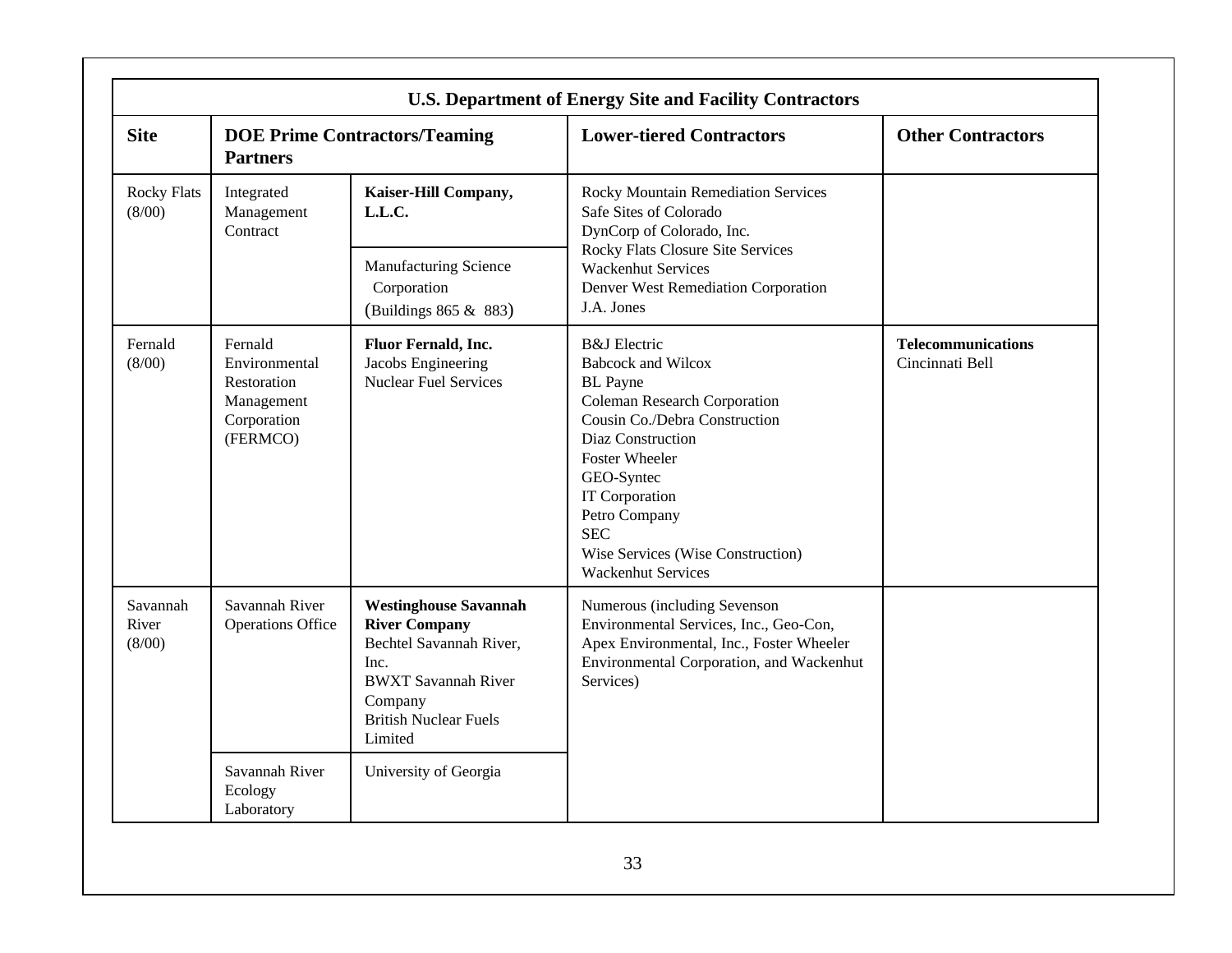| U.S. Department of Energy Site and Facility Contractors | | | | |
|---|---|---|---|---|
| **Site** | **DOE Prime Contractors/Teaming Partners** | | **Lower-tiered Contractors** | **Other Contractors** |
| Rocky Flats (8/00) | Integrated Management Contract | **Kaiser-Hill Company, L.L.C.** | Rocky Mountain Remediation Services<br>Safe Sites of Colorado<br>DynCorp of Colorado, Inc.<br>Rocky Flats Closure Site Services<br>Wackenhut Services<br>Denver West Remediation Corporation<br>J.A. Jones | |
| | | Manufacturing Science Corporation (Buildings 865 & 883) | | |
| Fernald (8/00) | Fernald Environmental Restoration Management Corporation (FERMCO) | **Fluor Fernald, Inc.**<br>Jacobs Engineering<br>Nuclear Fuel Services | B&J Electric<br>Babcock and Wilcox<br>BL Payne<br>Coleman Research Corporation<br>Cousin Co./Debra Construction<br>Diaz Construction<br>Foster Wheeler<br>GEO-Syntec<br>IT Corporation<br>Petro Company<br>SEC<br>Wise Services (Wise Construction)<br>Wackenhut Services | **Telecommunications**<br>Cincinnati Bell |
| Savannah River (8/00) | Savannah River Operations Office | **Westinghouse Savannah River Company**<br>Bechtel Savannah River, Inc.<br>BWXT Savannah River Company<br>British Nuclear Fuels Limited | Numerous (including Sevenson Environmental Services, Inc., Geo-Con, Apex Environmental, Inc., Foster Wheeler Environmental Corporation, and Wackenhut Services) | |
| | Savannah River Ecology Laboratory | University of Georgia | | |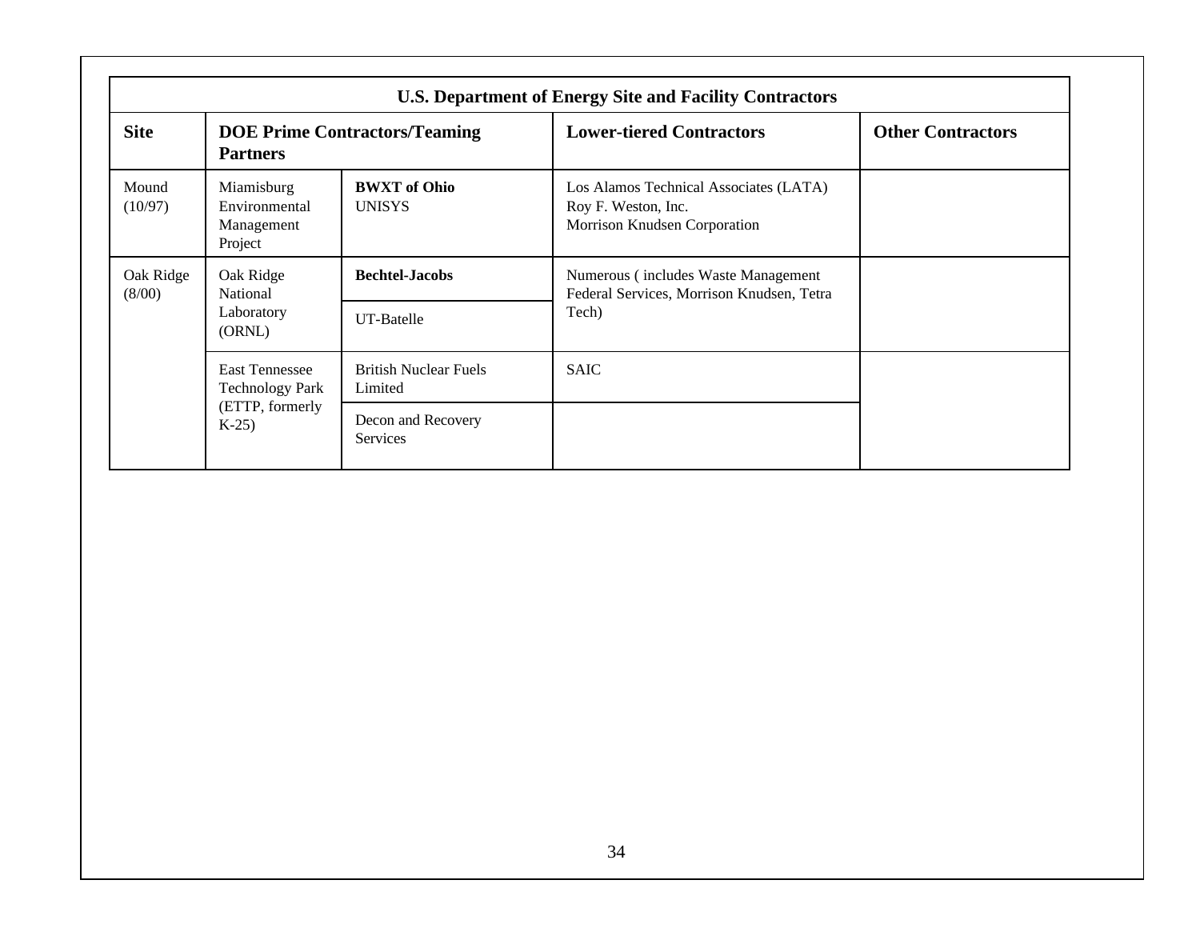| U.S. Department of Energy Site and Facility Contractors | | | | |
|---|---|---|---|---|
| **Site** | **DOE Prime Contractors/Teaming Partners** | | **Lower-tiered Contractors** | **Other Contractors** |
| Mound (10/97) | Miamisburg Environmental Management Project | **BWXT of Ohio** UNISYS | Los Alamos Technical Associates (LATA) Roy F. Weston, Inc. Morrison Knudsen Corporation | |
| Oak Ridge (8/00) | Oak Ridge National Laboratory (ORNL) | **Bechtel-Jacobs** | Numerous ( includes Waste Management Federal Services, Morrison Knudsen, Tetra Tech) | |
| | | UT-Batelle | | |
| | East Tennessee Technology Park (ETTP, formerly K-25) | British Nuclear Fuels Limited | SAIC | |
| | | Decon and Recovery Services | | |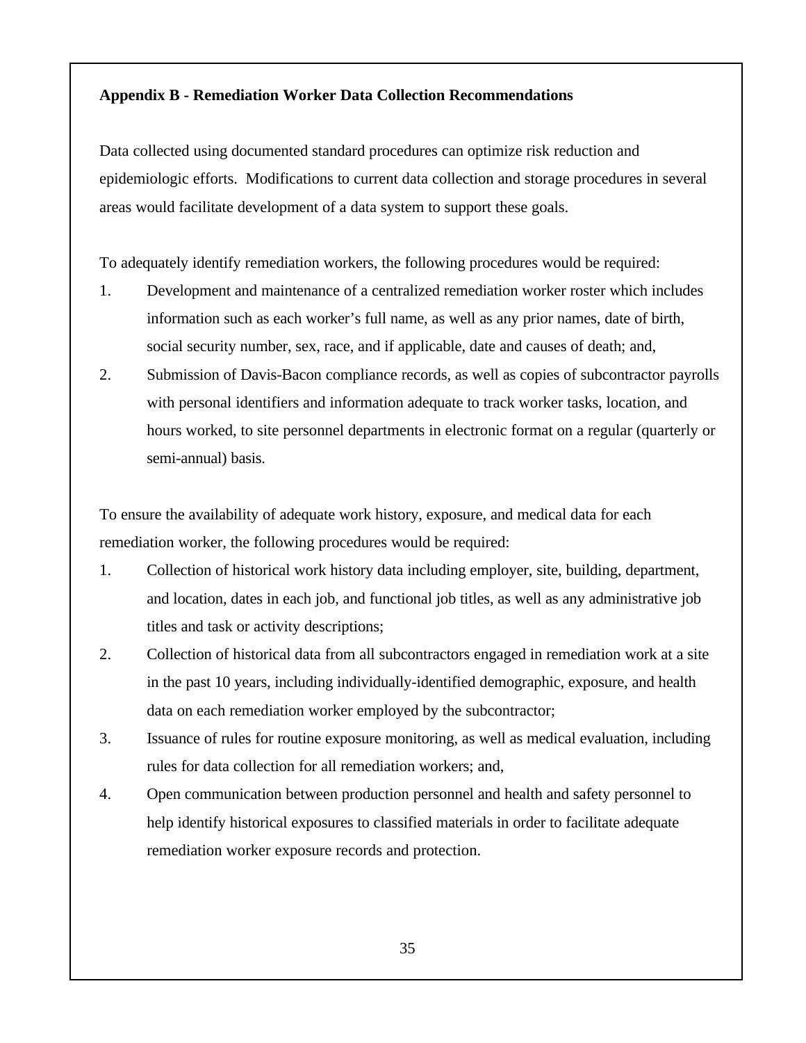## Appendix B - Remediation Worker Data Collection Recommendations

Data collected using documented standard procedures can optimize risk reduction and epidemiologic efforts. Modifications to current data collection and storage procedures in several areas would facilitate development of a data system to support these goals.

To adequately identify remediation workers, the following procedures would be required:

1. Development and maintenance of a centralized remediation worker roster which includes information such as each worker's full name, as well as any prior names, date of birth, social security number, sex, race, and if applicable, date and causes of death; and,
2. Submission of Davis-Bacon compliance records, as well as copies of subcontractor payrolls with personal identifiers and information adequate to track worker tasks, location, and hours worked, to site personnel departments in electronic format on a regular (quarterly or semi-annual) basis.

To ensure the availability of adequate work history, exposure, and medical data for each remediation worker, the following procedures would be required:

1. Collection of historical work history data including employer, site, building, department, and location, dates in each job, and functional job titles, as well as any administrative job titles and task or activity descriptions;
2. Collection of historical data from all subcontractors engaged in remediation work at a site in the past 10 years, including individually-identified demographic, exposure, and health data on each remediation worker employed by the subcontractor;
3. Issuance of rules for routine exposure monitoring, as well as medical evaluation, including rules for data collection for all remediation workers; and,
4. Open communication between production personnel and health and safety personnel to help identify historical exposures to classified materials in order to facilitate adequate remediation worker exposure records and protection.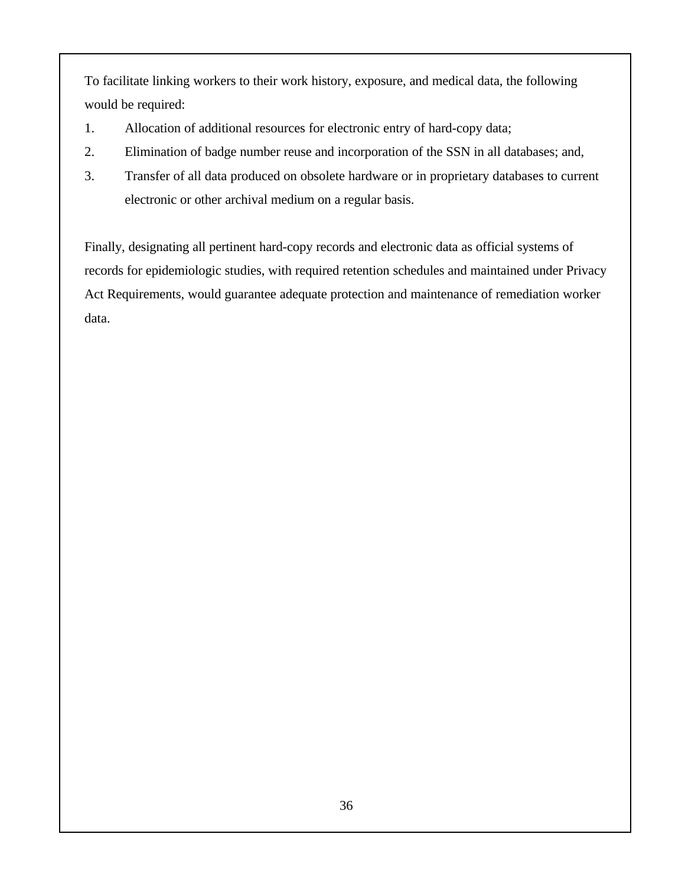To facilitate linking workers to their work history, exposure, and medical data, the following would be required:

1. Allocation of additional resources for electronic entry of hard-copy data;
2. Elimination of badge number reuse and incorporation of the SSN in all databases; and,
3. Transfer of all data produced on obsolete hardware or in proprietary databases to current electronic or other archival medium on a regular basis.

Finally, designating all pertinent hard-copy records and electronic data as official systems of records for epidemiologic studies, with required retention schedules and maintained under Privacy Act Requirements, would guarantee adequate protection and maintenance of remediation worker data.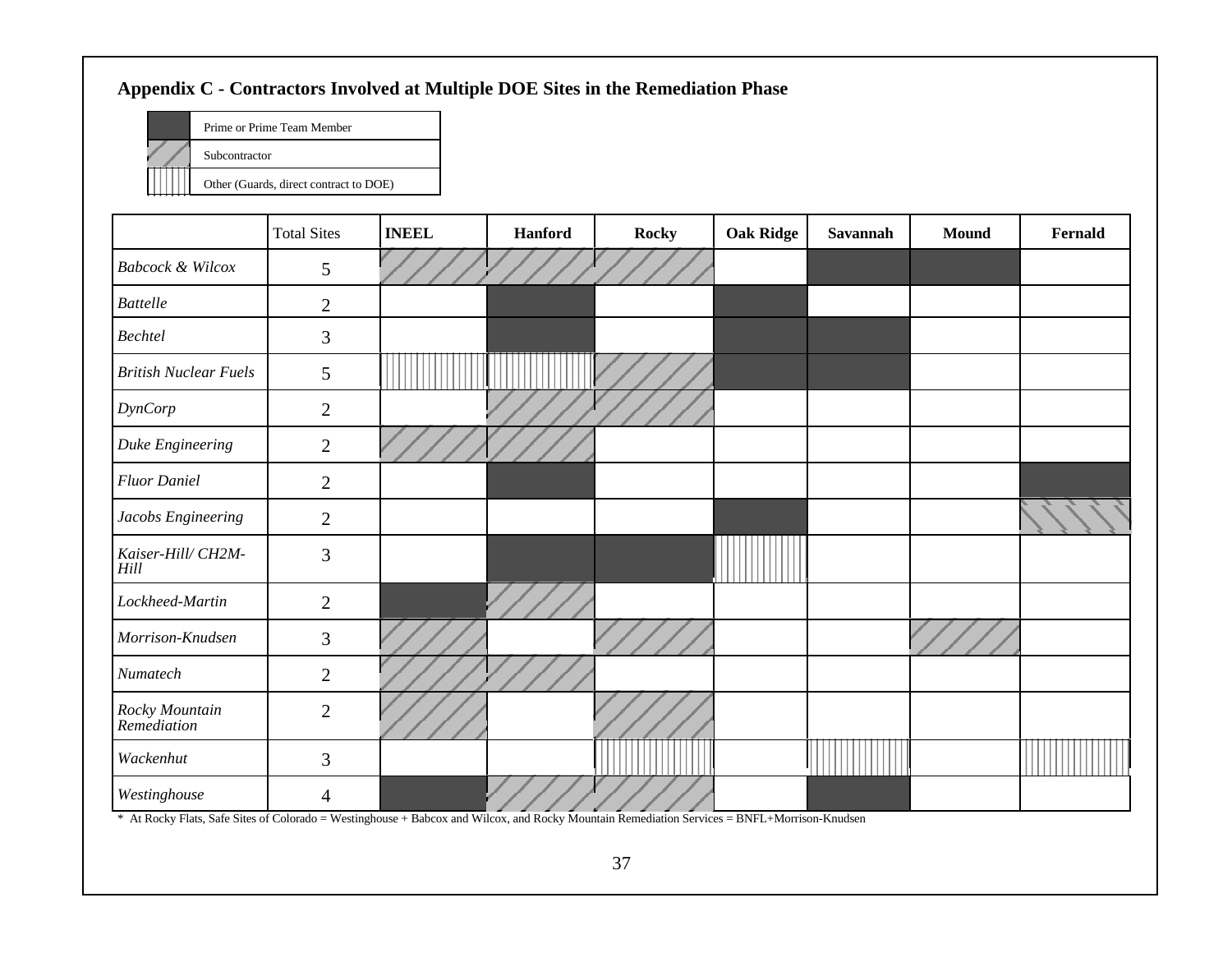## Appendix C - Contractors Involved at Multiple DOE Sites in the Remediation Phase

| Legend | |
|---|---|
| Prime | Prime or Prime Team Member |
| Subcontractor | Subcontractor |
| Other | Other (Guards, direct contract to DOE) |

| | Total Sites | INEEL | Hanford | Rocky | Oak Ridge | Savannah | Mound | Fernald |
|---|---|---|---|---|---|---|---|---|
| *Babcock & Wilcox* | 5 | Subcontractor | Subcontractor | Subcontractor | | Prime | Prime | |
| *Battelle* | 2 | | Prime | | Prime | | | |
| *Bechtel* | 3 | | Prime | | Prime | Prime | | |
| *British Nuclear Fuels* | 5 | Other | Other | Subcontractor | Prime | Prime | | |
| *DynCorp* | 2 | | Subcontractor | Subcontractor | | | | |
| *Duke Engineering* | 2 | Subcontractor | Subcontractor | | | | | |
| *Fluor Daniel* | 2 | | Prime | | | | | Prime |
| *Jacobs Engineering* | 2 | | | | Prime | | | Subcontractor |
| *Kaiser-Hill/ CH2M-Hill* | 3 | | Prime | Prime | Other | | | |
| *Lockheed-Martin* | 2 | Prime | Subcontractor | | | | | |
| *Morrison-Knudsen* | 3 | Subcontractor | | Subcontractor | | | Subcontractor | |
| *Numatech* | 2 | Subcontractor | Subcontractor | | | | | |
| *Rocky Mountain Remediation* | 2 | Subcontractor | | Subcontractor | | | | |
| *Wackenhut* | 3 | | | Other | | Other | | Other |
| *Westinghouse* | 4 | Prime | Subcontractor | Subcontractor | | Prime | | |

* At Rocky Flats, Safe Sites of Colorado = Westinghouse + Babcox and Wilcox, and Rocky Mountain Remediation Services = BNFL+Morrison-Knudsen